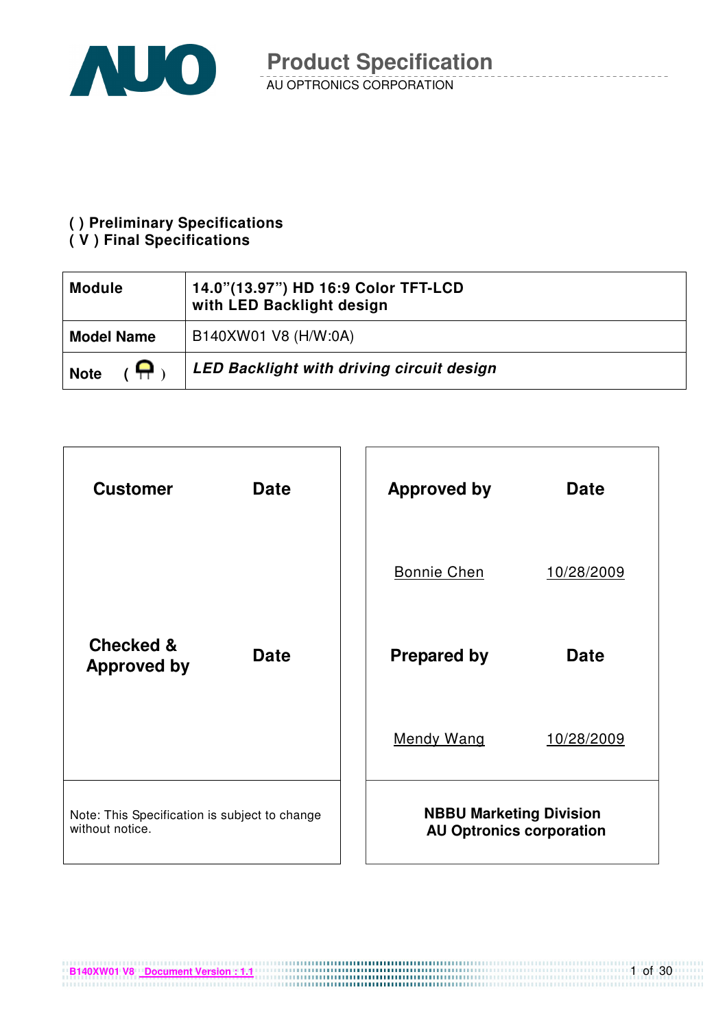# Product Specification

AU OPTRONICS CORPORATION

( ) Preliminary Specifications
( V ) Final Specifications

| **Module** | **14.0"(13.97") HD 16:9 Color TFT-LCD with LED Backlight design** |
|---|---|
| **Model Name** | B140XW01 V8 (H/W:0A) |
| **Note** | ***LED Backlight with driving circuit design*** |

| **Customer** | **Date** |
|---|---|
| | |
| **Checked & Approved by** | **Date** |
| | |

Note: This Specification is subject to change without notice.

| **Approved by** | **Date** |
|---|---|
| Bonnie Chen | 10/28/2009 |
| **Prepared by** | **Date** |
| Mendy Wang | 10/28/2009 |

**NBBU Marketing Division**
**AU Optronics corporation**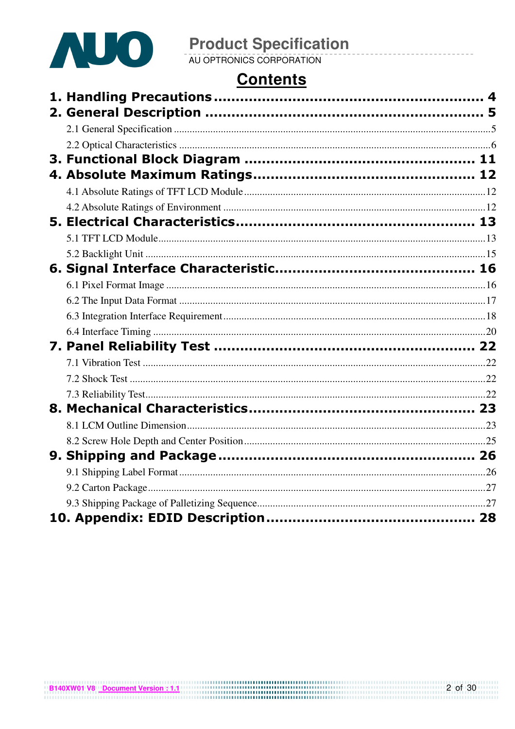# Contents

**1. Handling Precautions .............................................................. 4**

**2. General Description ................................................................ 5**

- 2.1 General Specification ..................................................................5
- 2.2 Optical Characteristics ................................................................6

**3. Functional Block Diagram .................................................... 11**

**4. Absolute Maximum Ratings.................................................... 12**

- 4.1 Absolute Ratings of TFT LCD Module ...........................................12
- 4.2 Absolute Ratings of Environment ..................................................12

**5. Electrical Characteristics...................................................... 13**

- 5.1 TFT LCD Module..........................................................................13
- 5.2 Backlight Unit ...............................................................................15

**6. Signal Interface Characteristic.............................................. 16**

- 6.1 Pixel Format Image .......................................................................16
- 6.2 The Input Data Format ..................................................................17
- 6.3 Integration Interface Requirement..................................................18
- 6.4 Interface Timing ............................................................................20

**7. Panel Reliability Test ............................................................ 22**

- 7.1 Vibration Test ................................................................................22
- 7.2 Shock Test ....................................................................................22
- 7.3 Reliability Test...............................................................................22

**8. Mechanical Characteristics................................................... 23**

- 8.1 LCM Outline Dimension.................................................................23
- 8.2 Screw Hole Depth and Center Position ..........................................25

**9. Shipping and Package .......................................................... 26**

- 9.1 Shipping Label Format ..................................................................26
- 9.2 Carton Package.............................................................................27
- 9.3 Shipping Package of Palletizing Sequence......................................27

**10. Appendix: EDID Description ................................................ 28**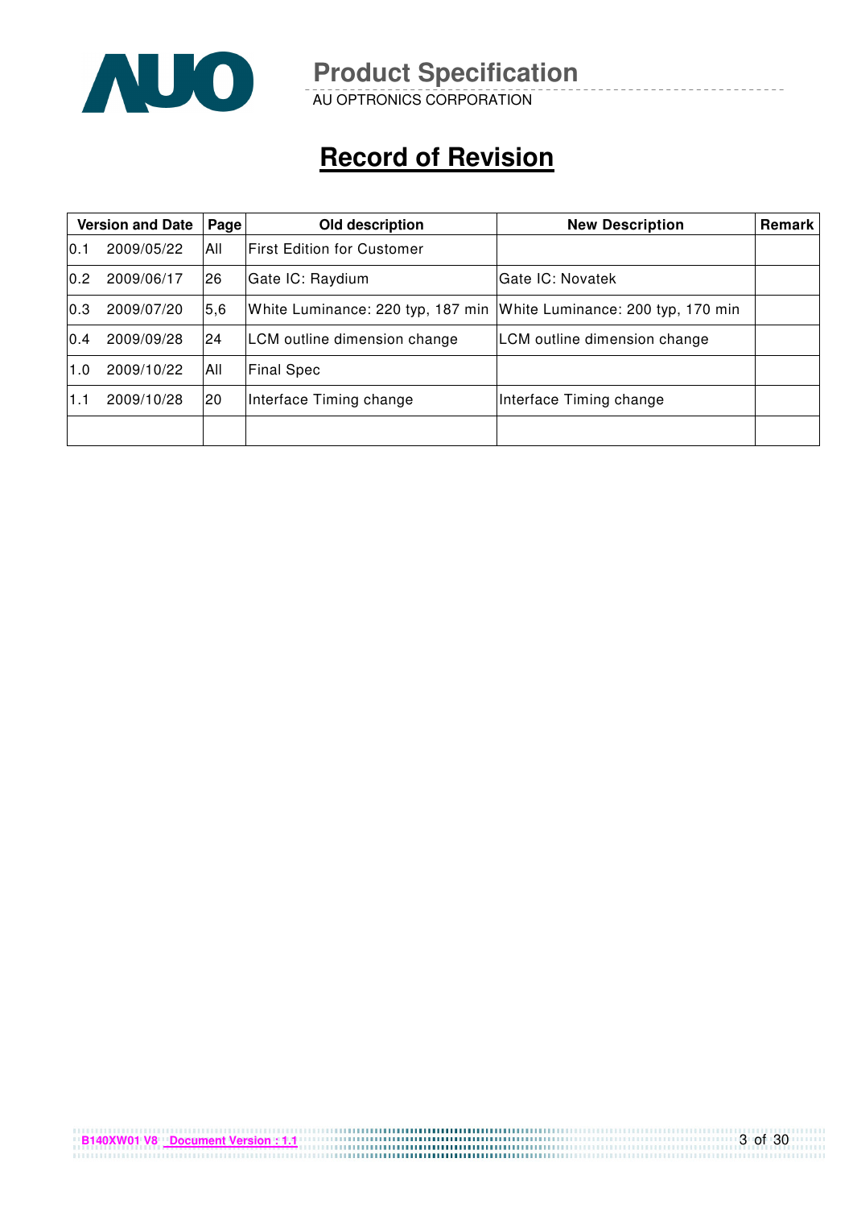# Record of Revision

| Version and Date | | Page | Old description | New Description | Remark |
|---|---|---|---|---|---|
| 0.1 | 2009/05/22 | All | First Edition for Customer | | |
| 0.2 | 2009/06/17 | 26 | Gate IC: Raydium | Gate IC: Novatek | |
| 0.3 | 2009/07/20 | 5,6 | White Luminance: 220 typ, 187 min | White Luminance: 200 typ, 170 min | |
| 0.4 | 2009/09/28 | 24 | LCM outline dimension change | LCM outline dimension change | |
| 1.0 | 2009/10/22 | All | Final Spec | | |
| 1.1 | 2009/10/28 | 20 | Interface Timing change | Interface Timing change | |
| | | | | | |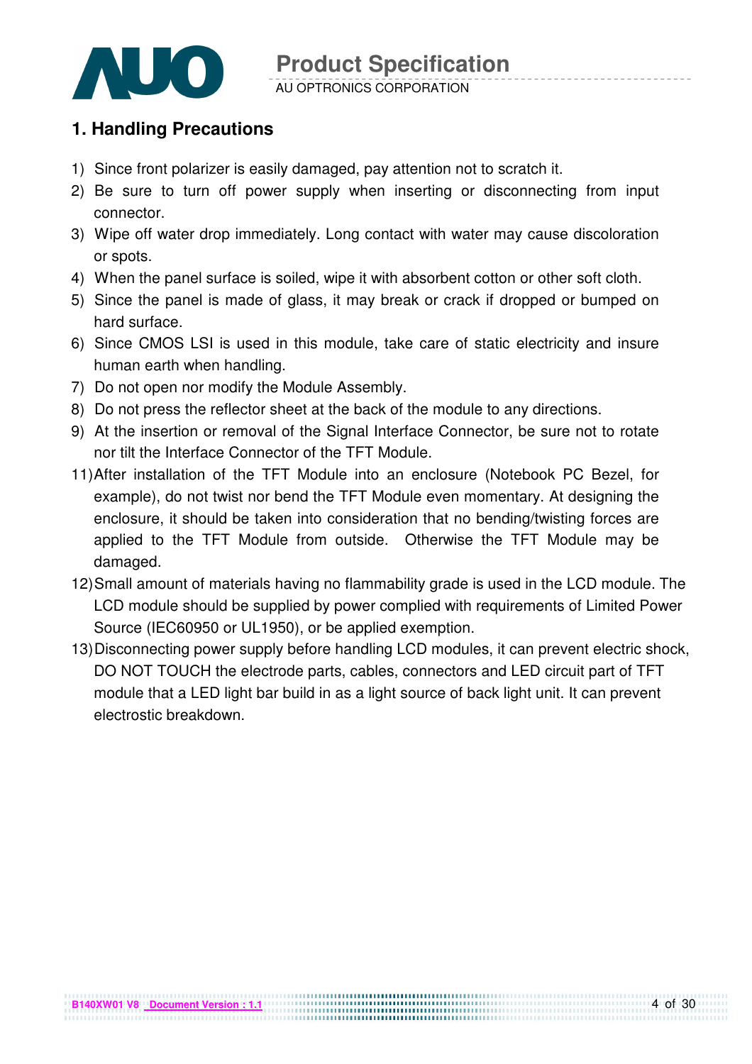## 1. Handling Precautions

1) Since front polarizer is easily damaged, pay attention not to scratch it.
2) Be sure to turn off power supply when inserting or disconnecting from input connector.
3) Wipe off water drop immediately. Long contact with water may cause discoloration or spots.
4) When the panel surface is soiled, wipe it with absorbent cotton or other soft cloth.
5) Since the panel is made of glass, it may break or crack if dropped or bumped on hard surface.
6) Since CMOS LSI is used in this module, take care of static electricity and insure human earth when handling.
7) Do not open nor modify the Module Assembly.
8) Do not press the reflector sheet at the back of the module to any directions.
9) At the insertion or removal of the Signal Interface Connector, be sure not to rotate nor tilt the Interface Connector of the TFT Module.

11) After installation of the TFT Module into an enclosure (Notebook PC Bezel, for example), do not twist nor bend the TFT Module even momentary. At designing the enclosure, it should be taken into consideration that no bending/twisting forces are applied to the TFT Module from outside. Otherwise the TFT Module may be damaged.
12) Small amount of materials having no flammability grade is used in the LCD module. The LCD module should be supplied by power complied with requirements of Limited Power Source (IEC60950 or UL1950), or be applied exemption.
13) Disconnecting power supply before handling LCD modules, it can prevent electric shock, DO NOT TOUCH the electrode parts, cables, connectors and LED circuit part of TFT module that a LED light bar build in as a light source of back light unit. It can prevent electrostic breakdown.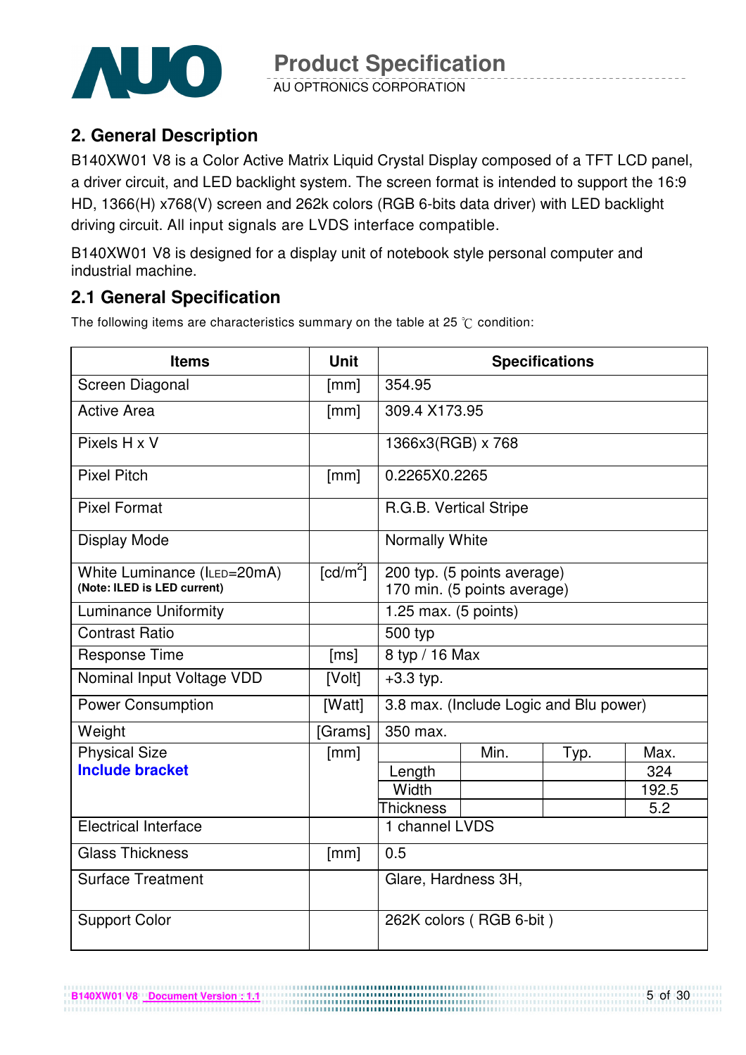## 2. General Description

B140XW01 V8 is a Color Active Matrix Liquid Crystal Display composed of a TFT LCD panel, a driver circuit, and LED backlight system. The screen format is intended to support the 16:9 HD, 1366(H) x768(V) screen and 262k colors (RGB 6-bits data driver) with LED backlight driving circuit. All input signals are LVDS interface compatible.

B140XW01 V8 is designed for a display unit of notebook style personal computer and industrial machine.

### 2.1 General Specification

The following items are characteristics summary on the table at 25 ℃ condition:

| Items | Unit | Specifications | | | |
|---|---|---|---|---|---|
| Screen Diagonal | [mm] | 354.95 | | | |
| Active Area | [mm] | 309.4 X173.95 | | | |
| Pixels H x V | | 1366x3(RGB) x 768 | | | |
| Pixel Pitch | [mm] | 0.2265X0.2265 | | | |
| Pixel Format | | R.G.B. Vertical Stripe | | | |
| Display Mode | | Normally White | | | |
| White Luminance ($I_{LED}$=20mA) **(Note: ILED is LED current)** | [cd/m$^2$] | 200 typ. (5 points average) 170 min. (5 points average) | | | |
| Luminance Uniformity | | 1.25 max. (5 points) | | | |
| Contrast Ratio | | 500 typ | | | |
| Response Time | [ms] | 8 typ / 16 Max | | | |
| Nominal Input Voltage VDD | [Volt] | +3.3 typ. | | | |
| Power Consumption | [Watt] | 3.8 max. (Include Logic and Blu power) | | | |
| Weight | [Grams] | 350 max. | | | |
| Physical Size **Include bracket** | [mm] | | Min. | Typ. | Max. |
| | | Length | | | 324 |
| | | Width | | | 192.5 |
| | | Thickness | | | 5.2 |
| Electrical Interface | | 1 channel LVDS | | | |
| Glass Thickness | [mm] | 0.5 | | | |
| Surface Treatment | | Glare, Hardness 3H, | | | |
| Support Color | | 262K colors ( RGB 6-bit ) | | | |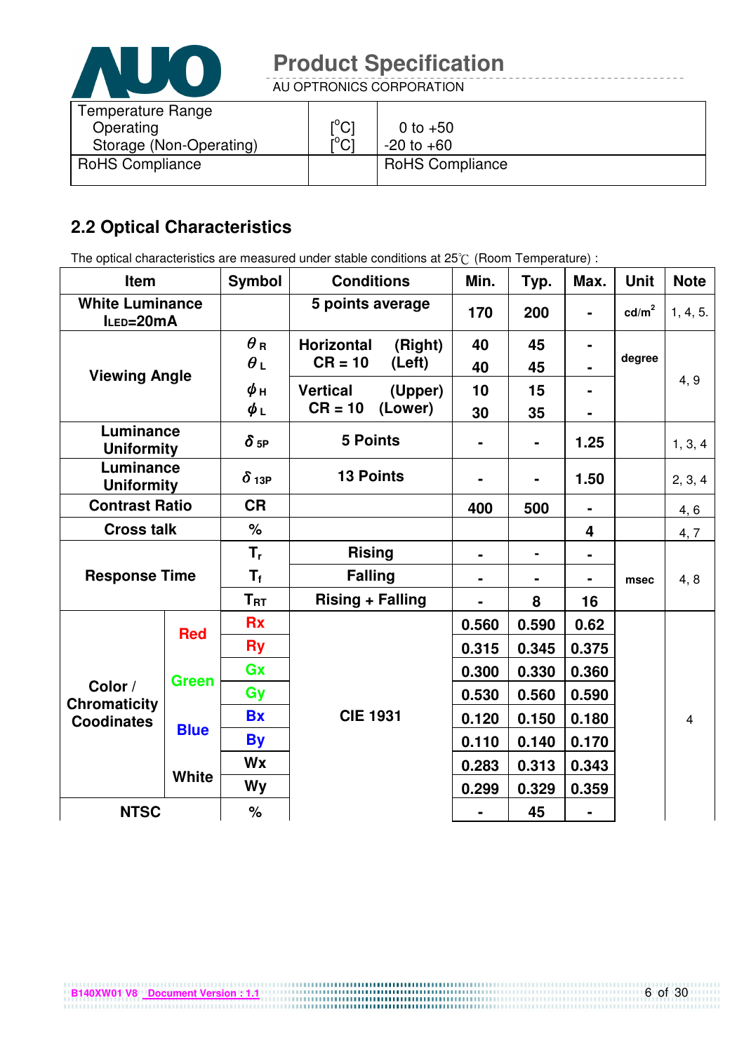| Temperature Range<br>Operating<br>Storage (Non-Operating) | [°C]<br>[°C] | 0 to +50<br>-20 to +60 |
|---|---|---|
| RoHS Compliance | | RoHS Compliance |

## 2.2 Optical Characteristics

The optical characteristics are measured under stable conditions at 25℃ (Room Temperature) :

| Item | | Symbol | Conditions | Min. | Typ. | Max. | Unit | Note |
|---|---|---|---|---|---|---|---|---|
| White Luminance $I_{LED}$=20mA | | | 5 points average | 170 | 200 | - | cd/m$^2$ | 1, 4, 5. |
| Viewing Angle | | $\theta_R$ | Horizontal (Right) CR = 10 | 40 | 45 | - | degree | 4, 9 |
| | | $\theta_L$ | (Left) | 40 | 45 | - | | |
| | | $\phi_H$ | Vertical (Upper) CR = 10 | 10 | 15 | - | | |
| | | $\phi_L$ | (Lower) | 30 | 35 | - | | |
| Luminance Uniformity | | $\delta_{5P}$ | 5 Points | - | - | 1.25 | | 1, 3, 4 |
| Luminance Uniformity | | $\delta_{13P}$ | 13 Points | - | - | 1.50 | | 2, 3, 4 |
| Contrast Ratio | | CR | | 400 | 500 | - | | 4, 6 |
| Cross talk | | % | | | | 4 | | 4, 7 |
| Response Time | | $T_r$ | Rising | - | - | - | msec | 4, 8 |
| | | $T_f$ | Falling | - | - | - | | |
| | | $T_{RT}$ | Rising + Falling | - | 8 | 16 | | |
| Color / Chromaticity Coodinates | Red | Rx | CIE 1931 | 0.560 | 0.590 | 0.62 | | 4 |
| | | Ry | | 0.315 | 0.345 | 0.375 | | |
| | Green | Gx | | 0.300 | 0.330 | 0.360 | | |
| | | Gy | | 0.530 | 0.560 | 0.590 | | |
| | Blue | Bx | | 0.120 | 0.150 | 0.180 | | |
| | | By | | 0.110 | 0.140 | 0.170 | | |
| | White | Wx | | 0.283 | 0.313 | 0.343 | | |
| | | Wy | | 0.299 | 0.329 | 0.359 | | |
| NTSC | | % | | - | 45 | - | | |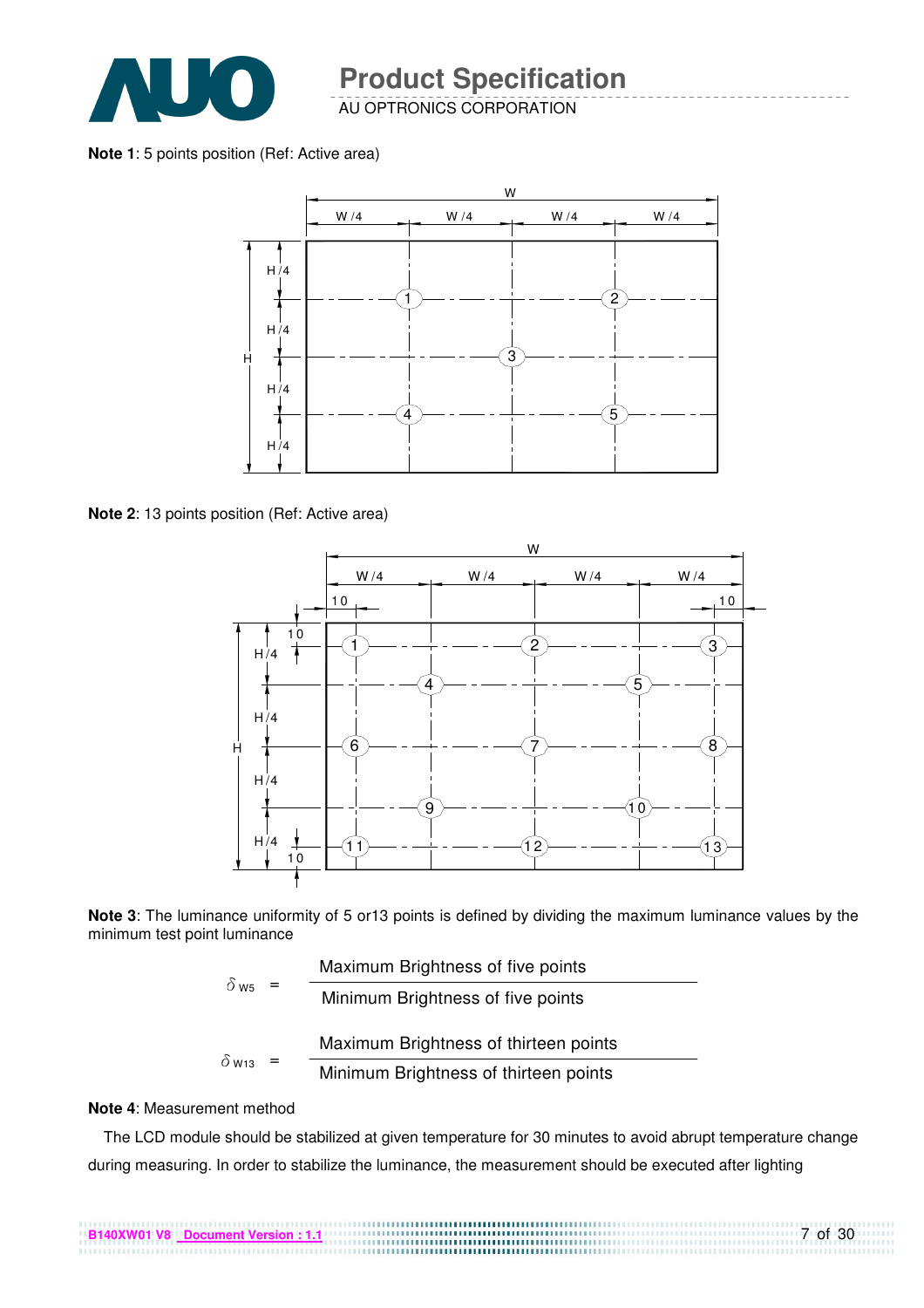**Note 1**: 5 points position (Ref: Active area)

**Note 2**: 13 points position (Ref: Active area)

**Note 3**: The luminance uniformity of 5 or13 points is defined by dividing the maximum luminance values by the minimum test point luminance

$$\delta_{W5} = \frac{\text{Maximum Brightness of five points}}{\text{Minimum Brightness of five points}}$$

$$\delta_{W13} = \frac{\text{Maximum Brightness of thirteen points}}{\text{Minimum Brightness of thirteen points}}$$

**Note 4**: Measurement method

The LCD module should be stabilized at given temperature for 30 minutes to avoid abrupt temperature change during measuring. In order to stabilize the luminance, the measurement should be executed after lighting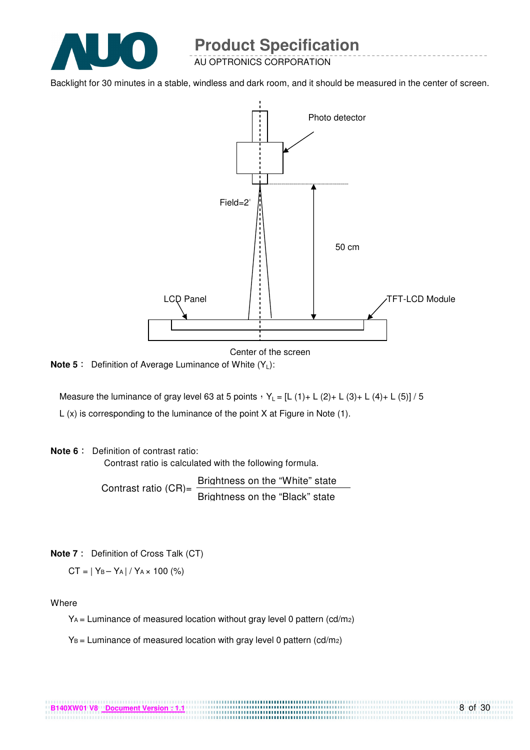Backlight for 30 minutes in a stable, windless and dark room, and it should be measured in the center of screen.

Photo detector

Field=2°

50 cm

LCD Panel

TFT-LCD Module

Center of the screen

**Note 5**： Definition of Average Luminance of White ($Y_L$):

Measure the luminance of gray level 63 at 5 points，$Y_L$ = [L (1)+ L (2)+ L (3)+ L (4)+ L (5)] / 5

L (x) is corresponding to the luminance of the point X at Figure in Note (1).

**Note 6**： Definition of contrast ratio:

Contrast ratio is calculated with the following formula.

$$\text{Contrast ratio (CR)} = \frac{\text{Brightness on the "White" state}}{\text{Brightness on the "Black" state}}$$

**Note 7**： Definition of Cross Talk (CT)

$$CT = | Y_B - Y_A | / Y_A \times 100 \ (\%)$$

Where

$Y_A$ = Luminance of measured location without gray level 0 pattern ($cd/m^2$)

$Y_B$ = Luminance of measured location with gray level 0 pattern ($cd/m^2$)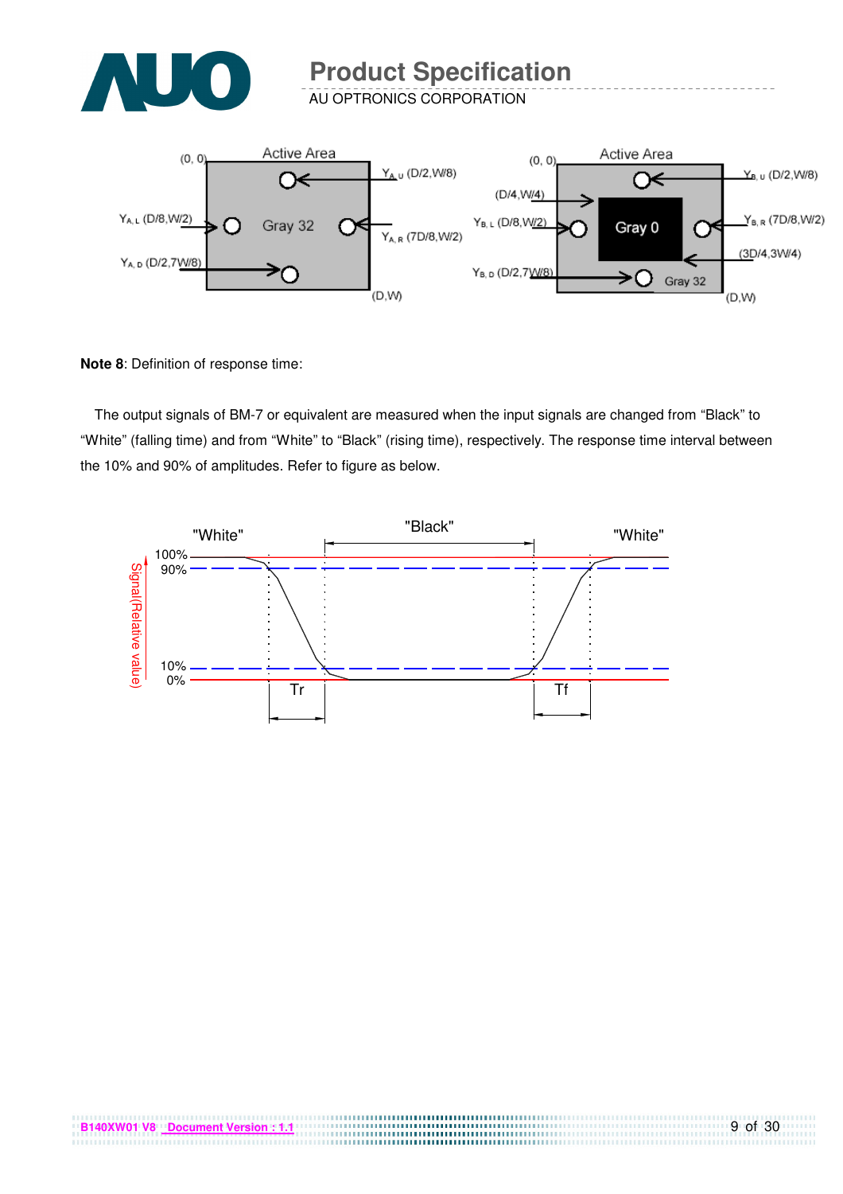**Note 8**: Definition of response time:

The output signals of BM-7 or equivalent are measured when the input signals are changed from "Black" to "White" (falling time) and from "White" to "Black" (rising time), respectively. The response time interval between the 10% and 90% of amplitudes. Refer to figure as below.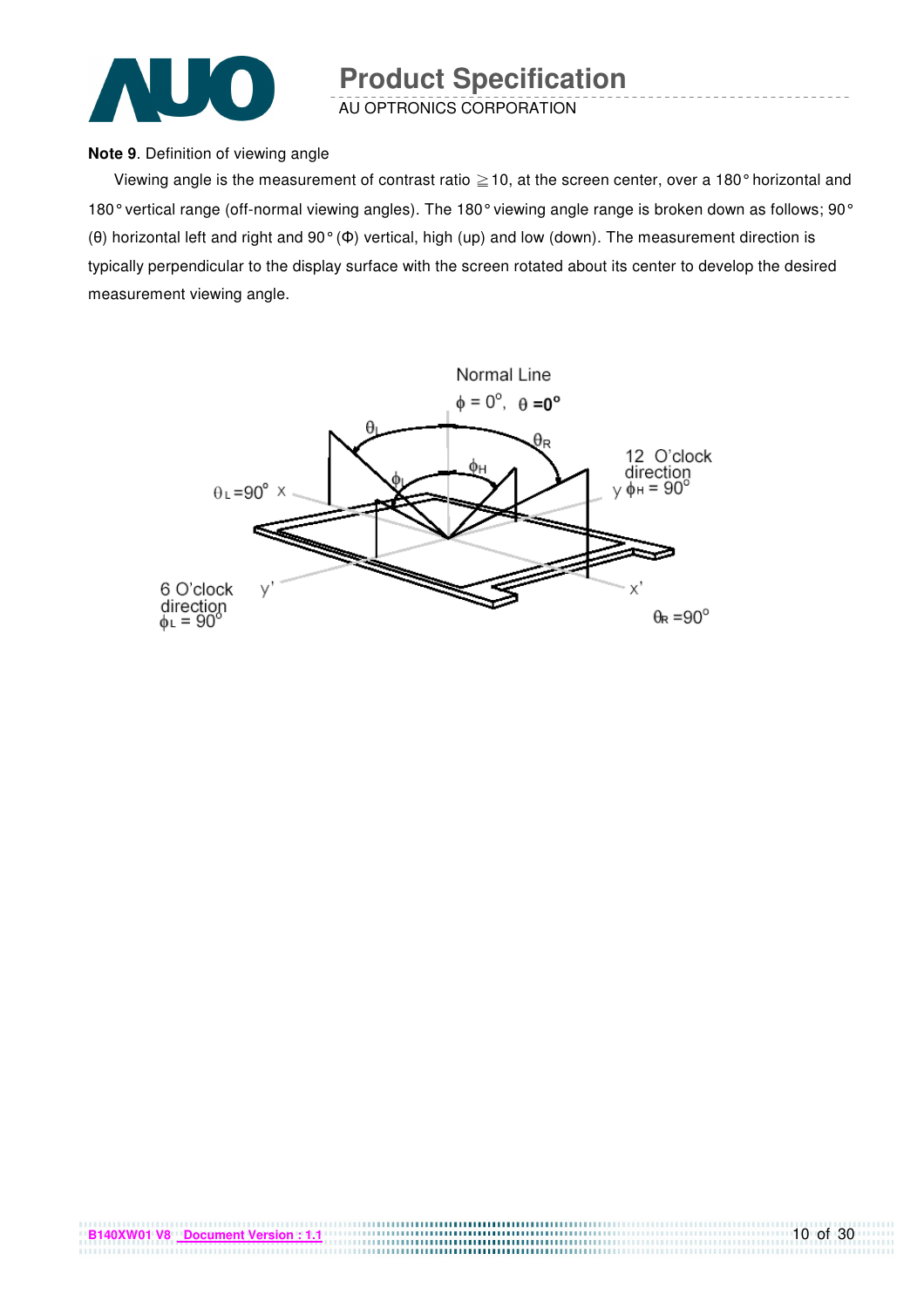**Note 9**. Definition of viewing angle

Viewing angle is the measurement of contrast ratio ≧10, at the screen center, over a 180° horizontal and 180° vertical range (off-normal viewing angles). The 180° viewing angle range is broken down as follows; 90° (θ) horizontal left and right and 90° (Φ) vertical, high (up) and low (down). The measurement direction is typically perpendicular to the display surface with the screen rotated about its center to develop the desired measurement viewing angle.

Normal Line

$\phi = 0^{\circ}$, $\theta = 0^{\circ}$

$\theta_L = 90^{\circ}$ x

12 O'clock direction y $\phi_H = 90^{\circ}$

6 O'clock direction $\phi_L = 90^{\circ}$ y'

x' $\theta_R = 90^{\circ}$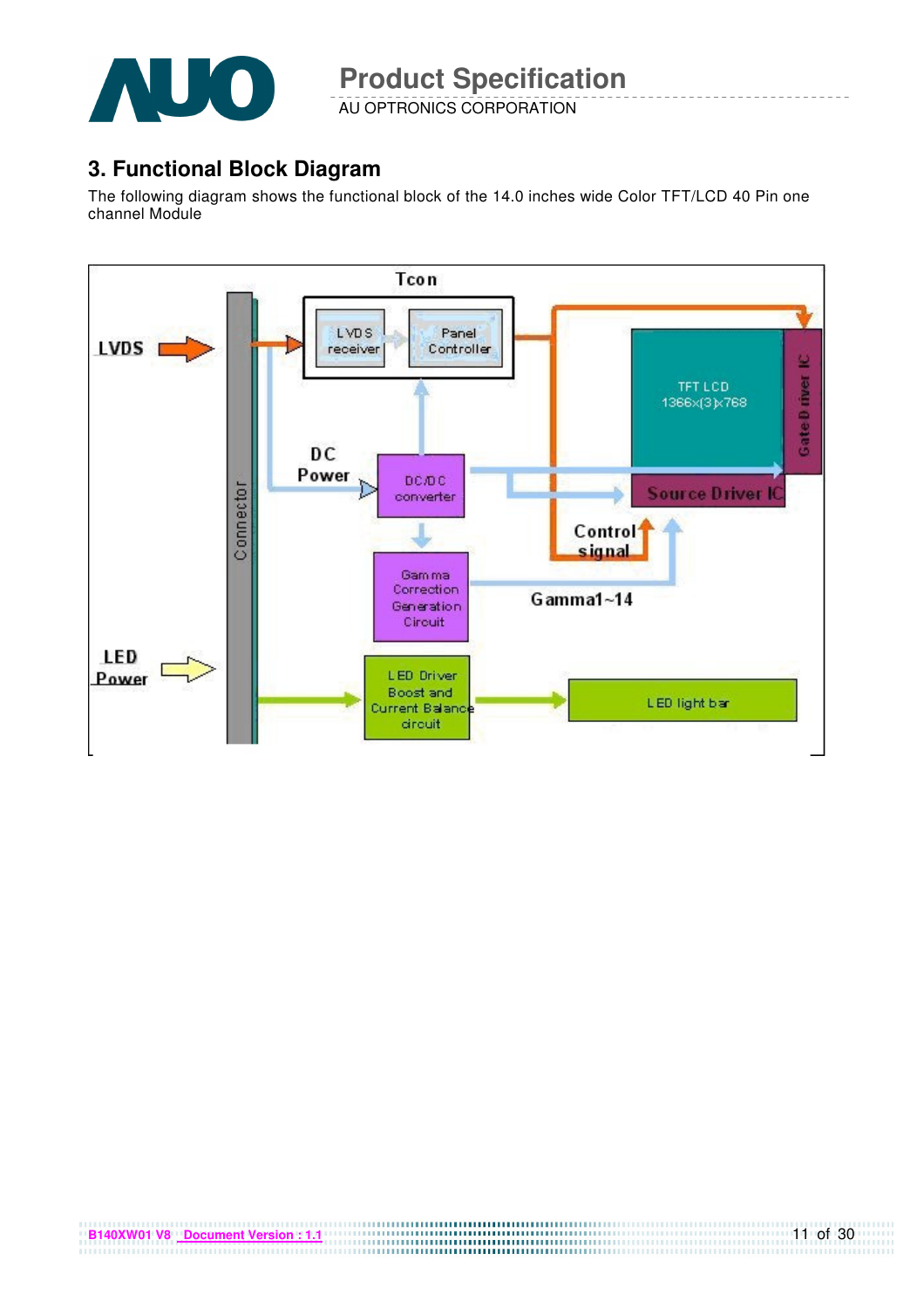## 3. Functional Block Diagram

The following diagram shows the functional block of the 14.0 inches wide Color TFT/LCD 40 Pin one channel Module

Tcon

LVDS | LVDS receiver | Panel Controller

DC Power | DC/DC converter

TFT LCD 1366x(3)x768

Gate Driver IC

Source Driver IC

Control signal

Gamma Correction Generation Circuit

Gamma1~14

Connector

LED Power | LED Driver Boost and Current Balance circuit | LED light bar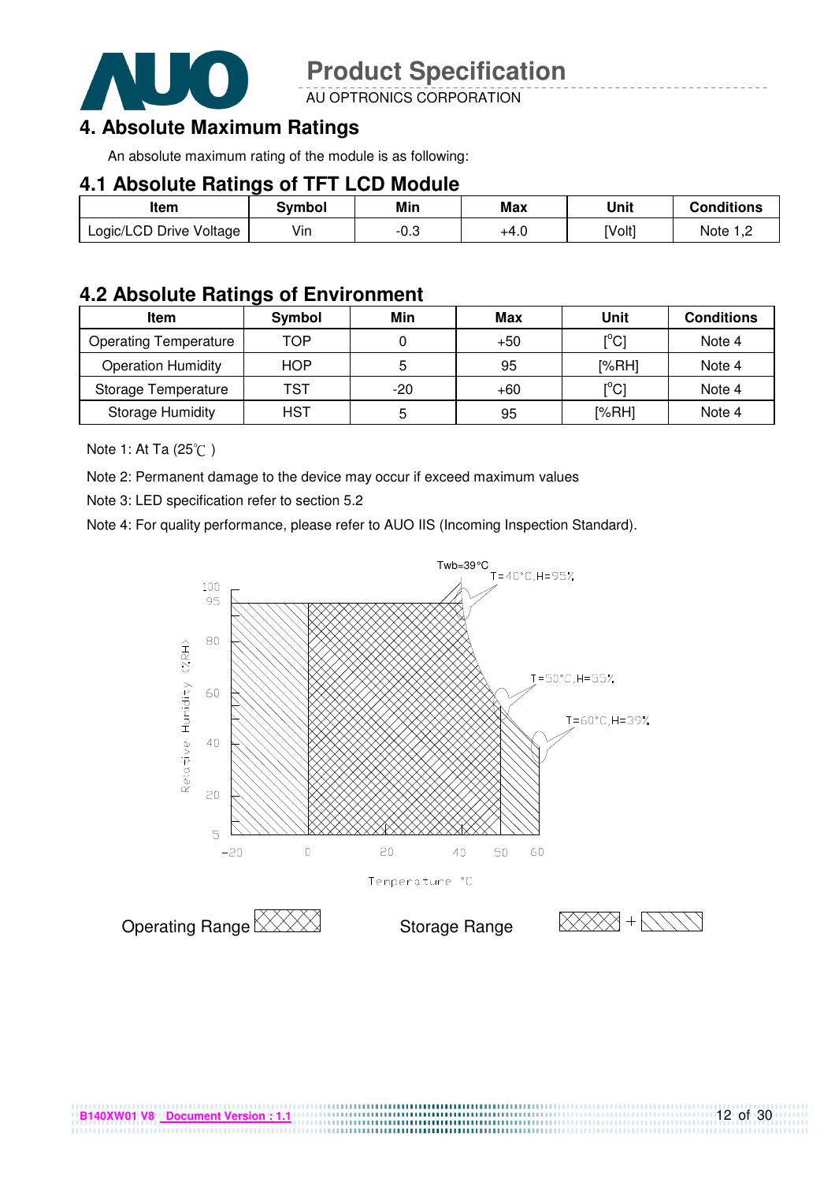## 4. Absolute Maximum Ratings

An absolute maximum rating of the module is as following:

### 4.1 Absolute Ratings of TFT LCD Module

| Item | Symbol | Min | Max | Unit | Conditions |
|---|---|---|---|---|---|
| Logic/LCD Drive Voltage | Vin | -0.3 | +4.0 | [Volt] | Note 1,2 |

### 4.2 Absolute Ratings of Environment

| Item | Symbol | Min | Max | Unit | Conditions |
|---|---|---|---|---|---|
| Operating Temperature | TOP | 0 | +50 | [°C] | Note 4 |
| Operation Humidity | HOP | 5 | 95 | [%RH] | Note 4 |
| Storage Temperature | TST | -20 | +60 | [°C] | Note 4 |
| Storage Humidity | HST | 5 | 95 | [%RH] | Note 4 |

Note 1: At Ta (25℃ )

Note 2: Permanent damage to the device may occur if exceed maximum values

Note 3: LED specification refer to section 5.2

Note 4: For quality performance, please refer to AUO IIS (Incoming Inspection Standard).

Twb=39°C

T=40°C,H=95%

T=50°C,H=55%

T=60°C,H=39%

Relative Humidity (%RH)

Temperature °C

Operating Range

Storage Range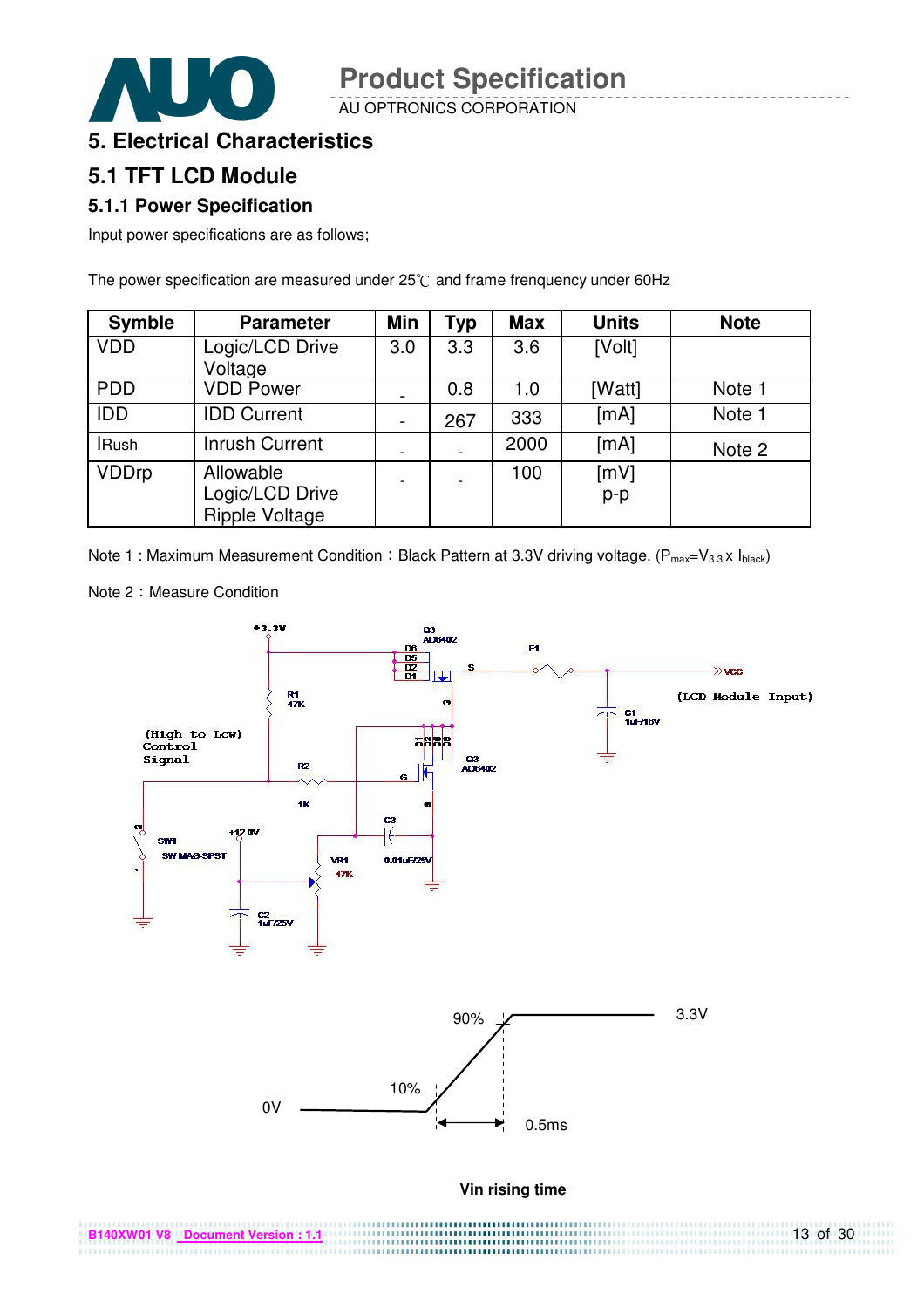# 5. Electrical Characteristics

## 5.1 TFT LCD Module

### 5.1.1 Power Specification

Input power specifications are as follows;

The power specification are measured under 25℃ and frame frenquency under 60Hz

| Symble | Parameter | Min | Typ | Max | Units | Note |
|---|---|---|---|---|---|---|
| VDD | Logic/LCD Drive Voltage | 3.0 | 3.3 | 3.6 | [Volt] | |
| PDD | VDD Power | - | 0.8 | 1.0 | [Watt] | Note 1 |
| IDD | IDD Current | - | 267 | 333 | [mA] | Note 1 |
| IRush | Inrush Current | - | - | 2000 | [mA] | Note 2 |
| VDDrp | Allowable Logic/LCD Drive Ripple Voltage | - | - | 100 | [mV] p-p | |

Note 1 : Maximum Measurement Condition：Black Pattern at 3.3V driving voltage. ($P_{max}=V_{3.3} \times I_{black}$)

Note 2：Measure Condition

Vin rising time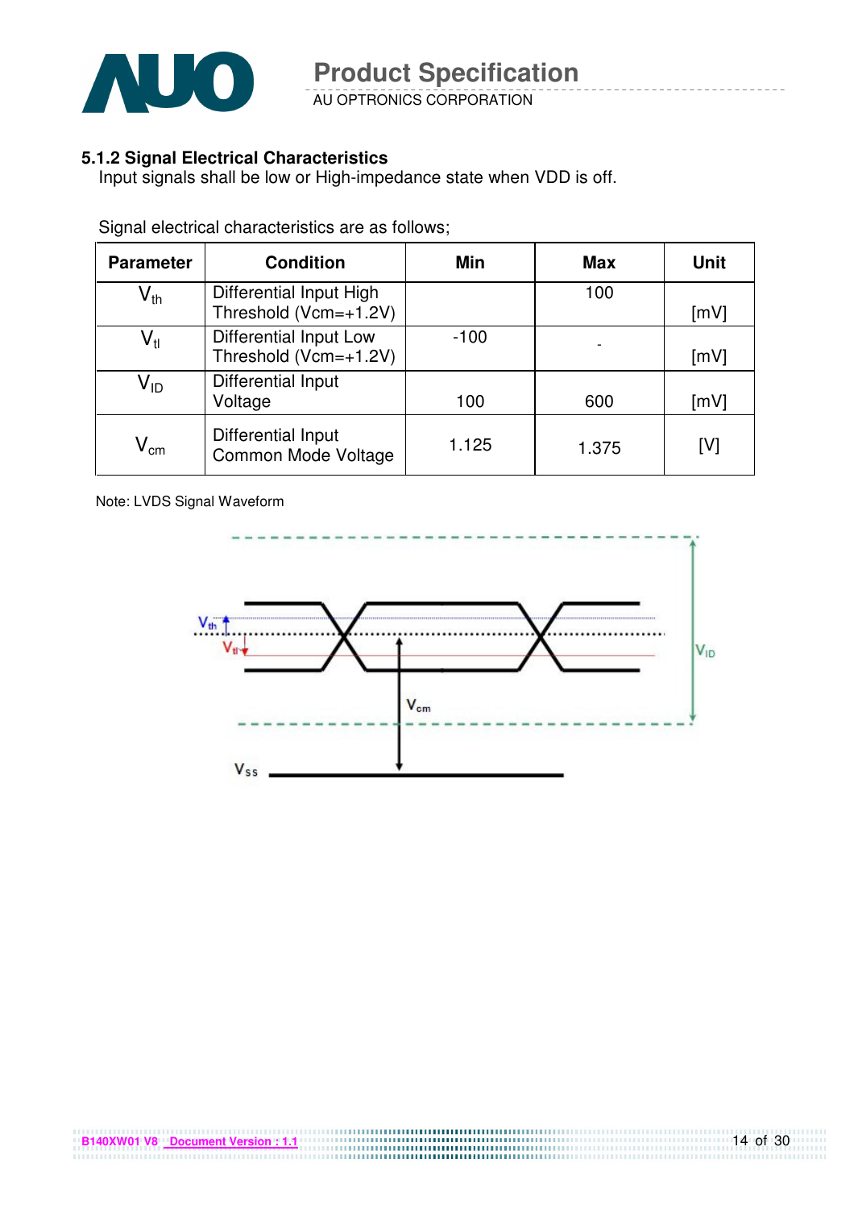### 5.1.2 Signal Electrical Characteristics

Input signals shall be low or High-impedance state when VDD is off.

Signal electrical characteristics are as follows;

| Parameter | Condition | Min | Max | Unit |
|---|---|---|---|---|
| $V_{th}$ | Differential Input High Threshold (Vcm=+1.2V) | | 100 | [mV] |
| $V_{tl}$ | Differential Input Low Threshold (Vcm=+1.2V) | -100 | - | [mV] |
| $V_{ID}$ | Differential Input Voltage | 100 | 600 | [mV] |
| $V_{cm}$ | Differential Input Common Mode Voltage | 1.125 | 1.375 | [V] |

Note: LVDS Signal Waveform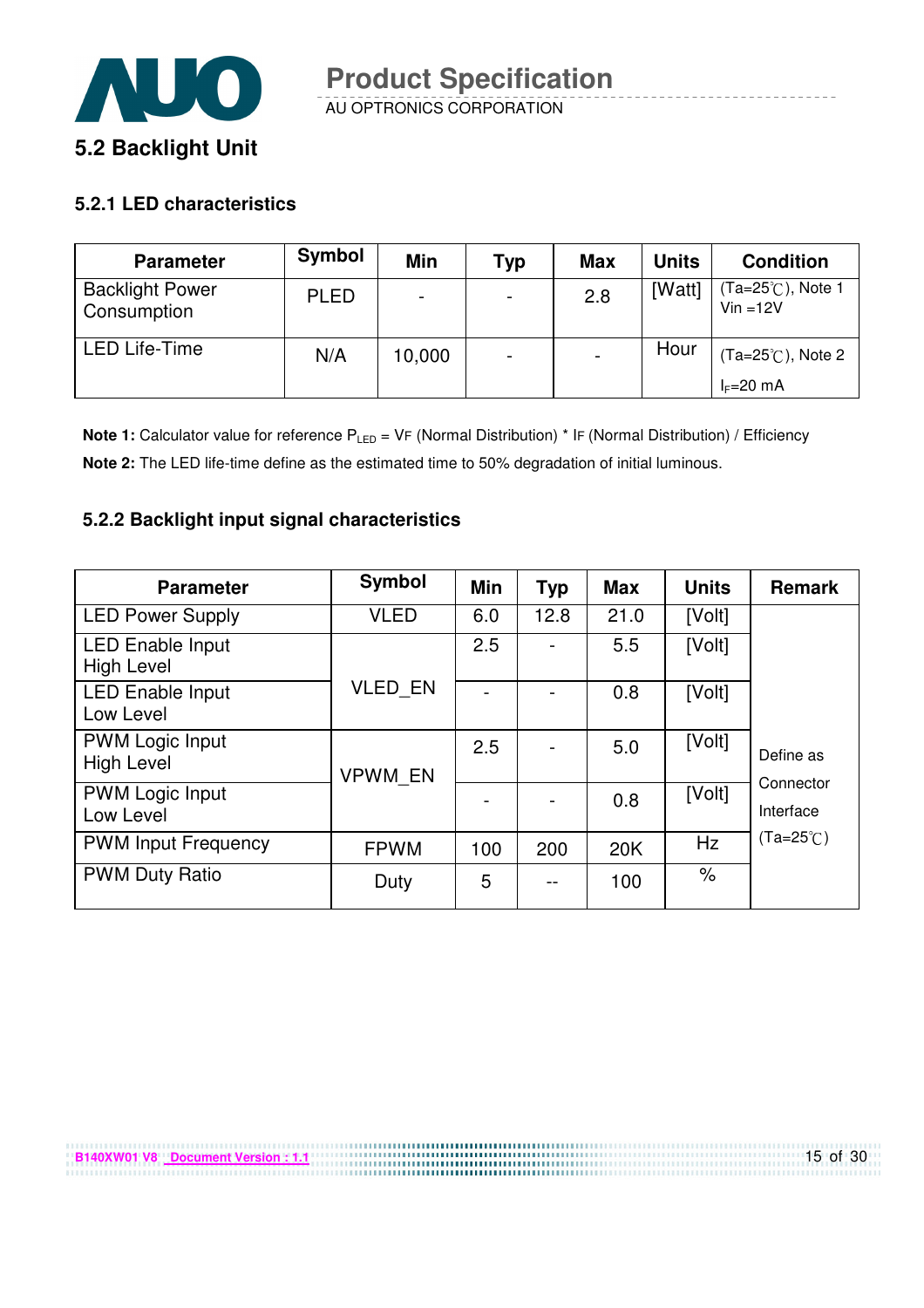## 5.2 Backlight Unit

### 5.2.1 LED characteristics

| Parameter | Symbol | Min | Typ | Max | Units | Condition |
|---|---|---|---|---|---|---|
| Backlight Power Consumption | PLED | - | - | 2.8 | [Watt] | (Ta=25℃), Note 1 Vin =12V |
| LED Life-Time | N/A | 10,000 | - | - | Hour | (Ta=25℃), Note 2 $I_F$=20 mA |

**Note 1:** Calculator value for reference $P_{LED}$ = VF (Normal Distribution) * IF (Normal Distribution) / Efficiency

**Note 2:** The LED life-time define as the estimated time to 50% degradation of initial luminous.

### 5.2.2 Backlight input signal characteristics

| Parameter | Symbol | Min | Typ | Max | Units | Remark |
|---|---|---|---|---|---|---|
| LED Power Supply | VLED | 6.0 | 12.8 | 21.0 | [Volt] | Define as Connector Interface (Ta=25℃) |
| LED Enable Input High Level | VLED_EN | 2.5 | - | 5.5 | [Volt] | |
| LED Enable Input Low Level | | - | - | 0.8 | [Volt] | |
| PWM Logic Input High Level | VPWM_EN | 2.5 | - | 5.0 | [Volt] | |
| PWM Logic Input Low Level | | - | - | 0.8 | [Volt] | |
| PWM Input Frequency | FPWM | 100 | 200 | 20K | Hz | |
| PWM Duty Ratio | Duty | 5 | -- | 100 | % | |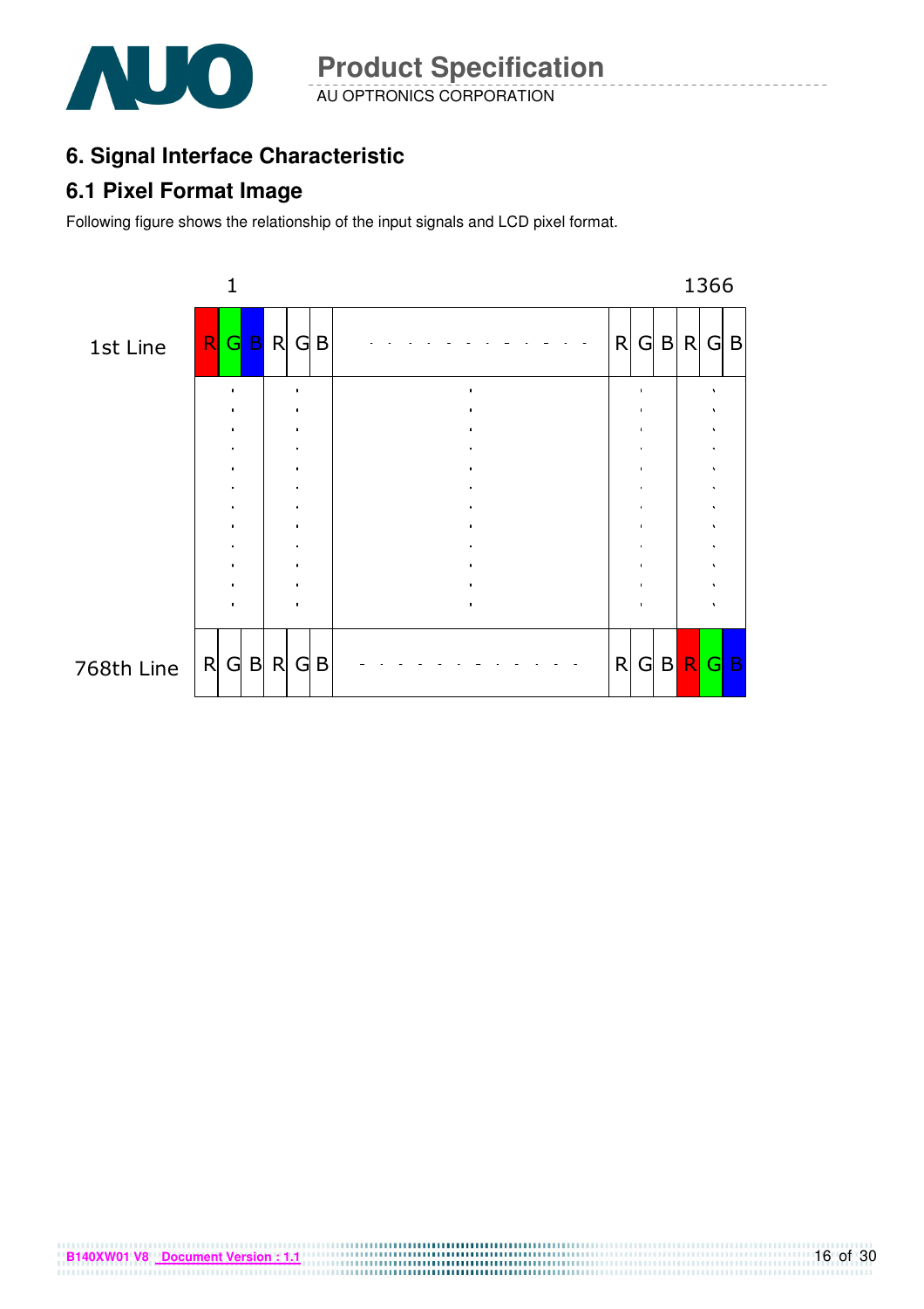## 6. Signal Interface Characteristic

### 6.1 Pixel Format Image

Following figure shows the relationship of the input signals and LCD pixel format.

| | 1 | | | | | | | | | | 1366 | |
|---|---|---|---|---|---|---|---|---|---|---|---|---|
| 1st Line | R | G | B | R | G | B | - - - - - - - - - - - - | R | G | B | R | G | B |
| | . | | | . | | | . | . | | | . | |
| 768th Line | R | G | B | R | G | B | - - - - - - - - - - - - | R | G | B | R | G | B |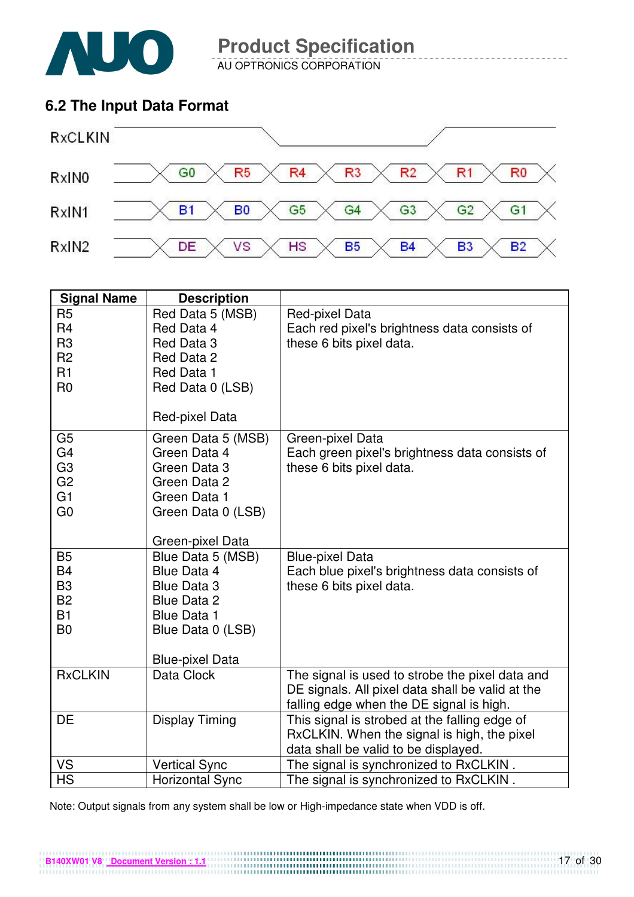## 6.2 The Input Data Format

| | | | | | | | |
|---|---|---|---|---|---|---|---|
| RxCLKIN | | | | | | | |
| RxIN0 | G0 | R5 | R4 | R3 | R2 | R1 | R0 |
| RxIN1 | B1 | B0 | G5 | G4 | G3 | G2 | G1 |
| RxIN2 | DE | VS | HS | B5 | B4 | B3 | B2 |

| Signal Name | Description | |
|---|---|---|
| R5<br>R4<br>R3<br>R2<br>R1<br>R0 | Red Data 5 (MSB)<br>Red Data 4<br>Red Data 3<br>Red Data 2<br>Red Data 1<br>Red Data 0 (LSB)<br><br>Red-pixel Data | Red-pixel Data<br>Each red pixel's brightness data consists of these 6 bits pixel data. |
| G5<br>G4<br>G3<br>G2<br>G1<br>G0 | Green Data 5 (MSB)<br>Green Data 4<br>Green Data 3<br>Green Data 2<br>Green Data 1<br>Green Data 0 (LSB)<br><br>Green-pixel Data | Green-pixel Data<br>Each green pixel's brightness data consists of these 6 bits pixel data. |
| B5<br>B4<br>B3<br>B2<br>B1<br>B0 | Blue Data 5 (MSB)<br>Blue Data 4<br>Blue Data 3<br>Blue Data 2<br>Blue Data 1<br>Blue Data 0 (LSB)<br><br>Blue-pixel Data | Blue-pixel Data<br>Each blue pixel's brightness data consists of these 6 bits pixel data. |
| RxCLKIN | Data Clock | The signal is used to strobe the pixel data and DE signals. All pixel data shall be valid at the falling edge when the DE signal is high. |
| DE | Display Timing | This signal is strobed at the falling edge of RxCLKIN. When the signal is high, the pixel data shall be valid to be displayed. |
| VS | Vertical Sync | The signal is synchronized to RxCLKIN . |
| HS | Horizontal Sync | The signal is synchronized to RxCLKIN . |

Note: Output signals from any system shall be low or High-impedance state when VDD is off.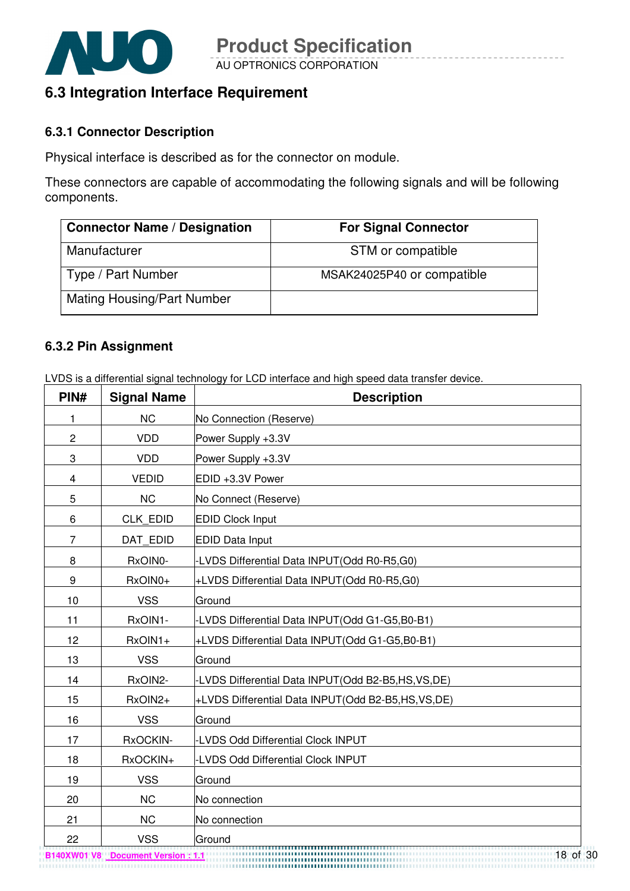## 6.3 Integration Interface Requirement

### 6.3.1 Connector Description

Physical interface is described as for the connector on module.

These connectors are capable of accommodating the following signals and will be following components.

| Connector Name / Designation | For Signal Connector |
|---|---|
| Manufacturer | STM or compatible |
| Type / Part Number | MSAK24025P40 or compatible |
| Mating Housing/Part Number | |

### 6.3.2 Pin Assignment

LVDS is a differential signal technology for LCD interface and high speed data transfer device.

| PIN# | Signal Name | Description |
|---|---|---|
| 1 | NC | No Connection (Reserve) |
| 2 | VDD | Power Supply +3.3V |
| 3 | VDD | Power Supply +3.3V |
| 4 | VEDID | EDID +3.3V Power |
| 5 | NC | No Connect (Reserve) |
| 6 | CLK_EDID | EDID Clock Input |
| 7 | DAT_EDID | EDID Data Input |
| 8 | RxOIN0- | -LVDS Differential Data INPUT(Odd R0-R5,G0) |
| 9 | RxOIN0+ | +LVDS Differential Data INPUT(Odd R0-R5,G0) |
| 10 | VSS | Ground |
| 11 | RxOIN1- | -LVDS Differential Data INPUT(Odd G1-G5,B0-B1) |
| 12 | RxOIN1+ | +LVDS Differential Data INPUT(Odd G1-G5,B0-B1) |
| 13 | VSS | Ground |
| 14 | RxOIN2- | -LVDS Differential Data INPUT(Odd B2-B5,HS,VS,DE) |
| 15 | RxOIN2+ | +LVDS Differential Data INPUT(Odd B2-B5,HS,VS,DE) |
| 16 | VSS | Ground |
| 17 | RxOCKIN- | -LVDS Odd Differential Clock INPUT |
| 18 | RxOCKIN+ | -LVDS Odd Differential Clock INPUT |
| 19 | VSS | Ground |
| 20 | NC | No connection |
| 21 | NC | No connection |
| 22 | VSS | Ground |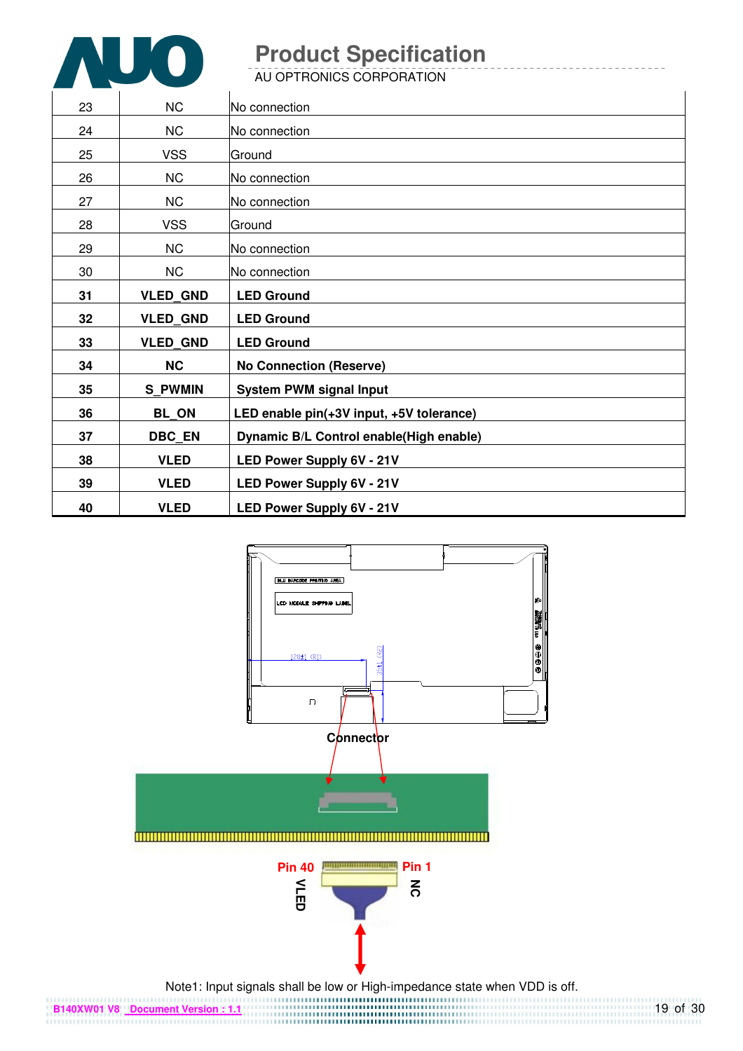| 23 | NC | No connection |
|---|---|---|
| 24 | NC | No connection |
| 25 | VSS | Ground |
| 26 | NC | No connection |
| 27 | NC | No connection |
| 28 | VSS | Ground |
| 29 | NC | No connection |
| 30 | NC | No connection |
| **31** | **VLED_GND** | **LED Ground** |
| **32** | **VLED_GND** | **LED Ground** |
| **33** | **VLED_GND** | **LED Ground** |
| **34** | **NC** | **No Connection (Reserve)** |
| **35** | **S_PWMIN** | **System PWM signal Input** |
| **36** | **BL_ON** | **LED enable pin(+3V input, +5V tolerance)** |
| **37** | **DBC_EN** | **Dynamic B/L Control enable(High enable)** |
| **38** | **VLED** | **LED Power Supply 6V - 21V** |
| **39** | **VLED** | **LED Power Supply 6V - 21V** |
| **40** | **VLED** | **LED Power Supply 6V - 21V** |

**Connector**

**Pin 40** **VLED** **Pin 1** **NC**

Note1: Input signals shall be low or High-impedance state when VDD is off.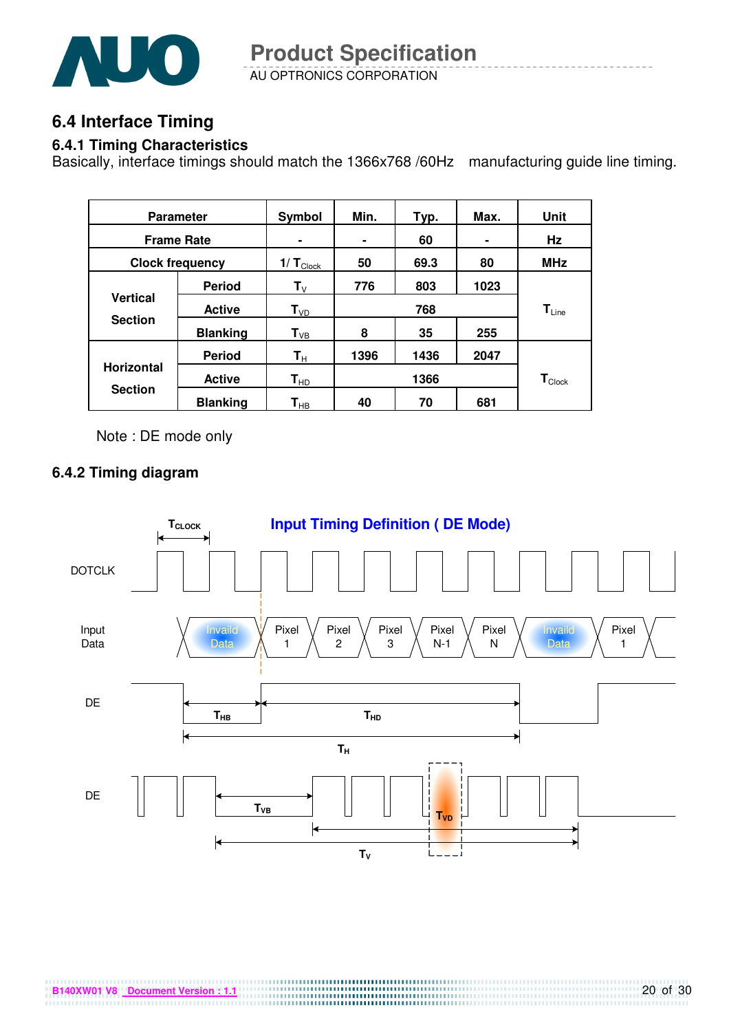## 6.4 Interface Timing

### 6.4.1 Timing Characteristics

Basically, interface timings should match the 1366x768 /60Hz manufacturing guide line timing.

| Parameter | | Symbol | Min. | Typ. | Max. | Unit |
|---|---|---|---|---|---|---|
| Frame Rate | | - | - | 60 | - | Hz |
| Clock frequency | | $1/T_{Clock}$ | 50 | 69.3 | 80 | MHz |
| Vertical Section | Period | $T_V$ | 776 | 803 | 1023 | $T_{Line}$ |
| | Active | $T_{VD}$ | | 768 | | |
| | Blanking | $T_{VB}$ | 8 | 35 | 255 | |
| Horizontal Section | Period | $T_H$ | 1396 | 1436 | 2047 | $T_{Clock}$ |
| | Active | $T_{HD}$ | | 1366 | | |
| | Blanking | $T_{HB}$ | 40 | 70 | 681 | |

Note : DE mode only

### 6.4.2 Timing diagram

**Input Timing Definition ( DE Mode)**

$T_{CLOCK}$

DOTCLK

Input Data: Invaild Data | Pixel 1 | Pixel 2 | Pixel 3 | Pixel N-1 | Pixel N | Invaild Data | Pixel 1

DE: $T_{HB}$, $T_{HD}$, $T_H$

DE: $T_{VB}$, $T_{VD}$, $T_V$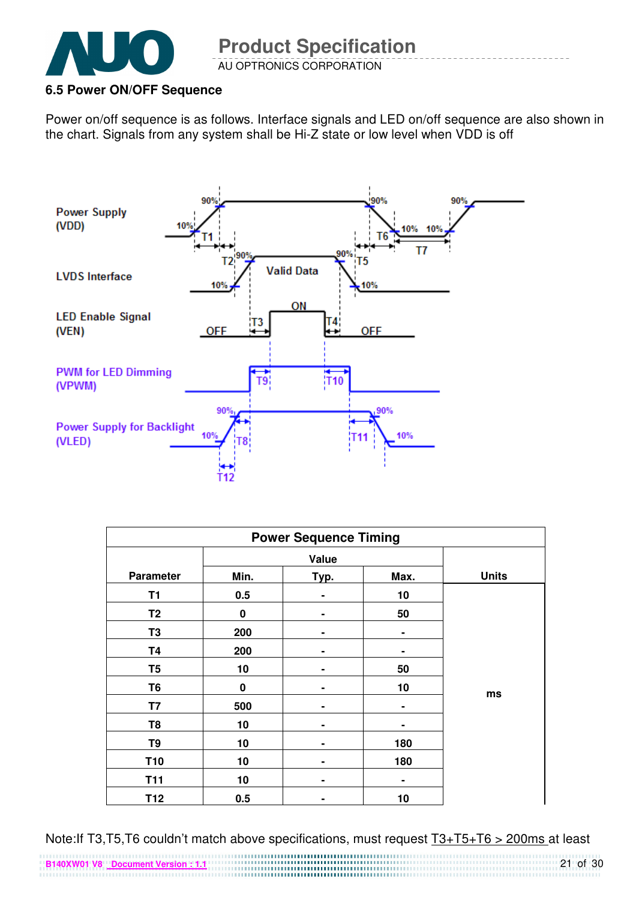### 6.5 Power ON/OFF Sequence

Power on/off sequence is as follows. Interface signals and LED on/off sequence are also shown in the chart. Signals from any system shall be Hi-Z state or low level when VDD is off

Power Supply (VDD)

LVDS Interface

LED Enable Signal (VEN)

PWM for LED Dimming (VPWM)

Power Supply for Backlight (VLED)

| Power Sequence Timing | | | | |
|---|---|---|---|---|
| Parameter | Value | | | Units |
| | Min. | Typ. | Max. | |
| T1 | 0.5 | - | 10 | ms |
| T2 | 0 | - | 50 | |
| T3 | 200 | - | - | |
| T4 | 200 | - | - | |
| T5 | 10 | - | 50 | |
| T6 | 0 | - | 10 | |
| T7 | 500 | - | - | |
| T8 | 10 | - | - | |
| T9 | 10 | - | 180 | |
| T10 | 10 | - | 180 | |
| T11 | 10 | - | - | |
| T12 | 0.5 | - | 10 | |

Note:If T3,T5,T6 couldn't match above specifications, must request T3+T5+T6 > 200ms at least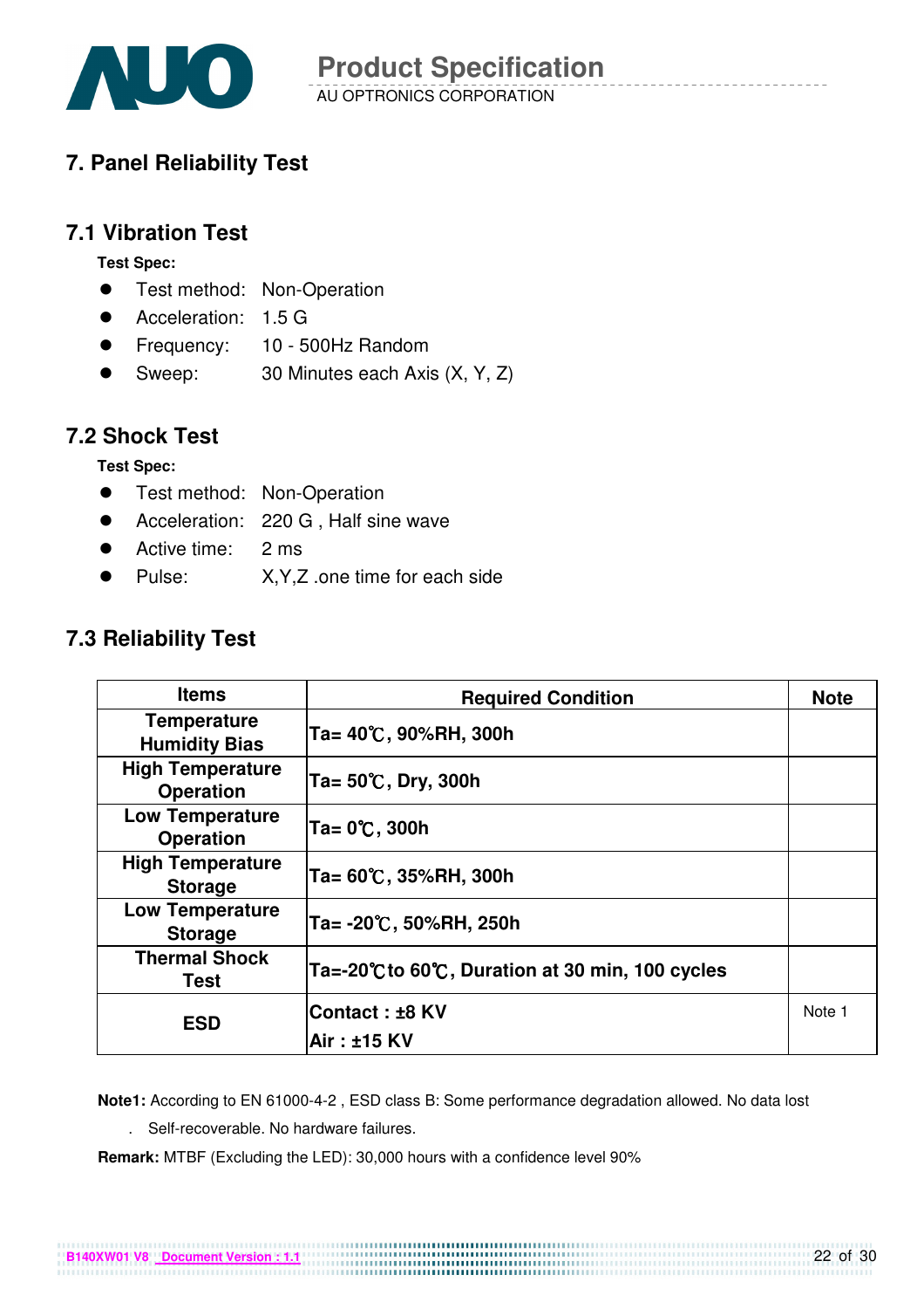## 7. Panel Reliability Test

### 7.1 Vibration Test

**Test Spec:**

- Test method: Non-Operation
- Acceleration: 1.5 G
- Frequency: 10 - 500Hz Random
- Sweep: 30 Minutes each Axis (X, Y, Z)

### 7.2 Shock Test

**Test Spec:**

- Test method: Non-Operation
- Acceleration: 220 G , Half sine wave
- Active time: 2 ms
- Pulse: X,Y,Z .one time for each side

### 7.3 Reliability Test

| Items | Required Condition | Note |
|---|---|---|
| **Temperature Humidity Bias** | **Ta= 40℃, 90%RH, 300h** | |
| **High Temperature Operation** | **Ta= 50℃, Dry, 300h** | |
| **Low Temperature Operation** | **Ta= 0℃, 300h** | |
| **High Temperature Storage** | **Ta= 60℃, 35%RH, 300h** | |
| **Low Temperature Storage** | **Ta= -20℃, 50%RH, 250h** | |
| **Thermal Shock Test** | **Ta=-20℃to 60℃, Duration at 30 min, 100 cycles** | |
| **ESD** | **Contact : ±8 KV**<br>**Air : ±15 KV** | Note 1 |

**Note1:** According to EN 61000-4-2 , ESD class B: Some performance degradation allowed. No data lost

. Self-recoverable. No hardware failures.

**Remark:** MTBF (Excluding the LED): 30,000 hours with a confidence level 90%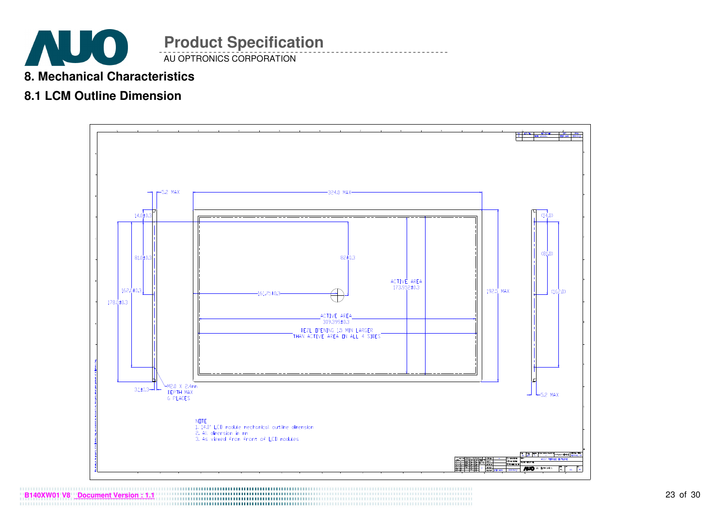## 8. Mechanical Characteristics

### 8.1 LCM Outline Dimension

5.2 MAX

324.0 MAX

14.0±0.3

81.0±0.3

162.0±0.3

178.0±0.3

82±0.3

161.75±0.3

ACTIVE AREA
173.952±0.3

192.5 MAX

ACTIVE AREA
309.399±0.3

BEZL OPENING 1.5 MIN LARGER
THAN ACTIVE AREA ON ALL 4 SIDES

3.1±0.3

M2.0 X 2.4mm
DEPTH MAX
6 PLACES

(14.0)

(81.0)

(162.0)

5.2 MAX

NOTE
1. 14.0" LCD module mechanical outline dimension
2. All dimension in mm
3. As viewed from front of LCD modules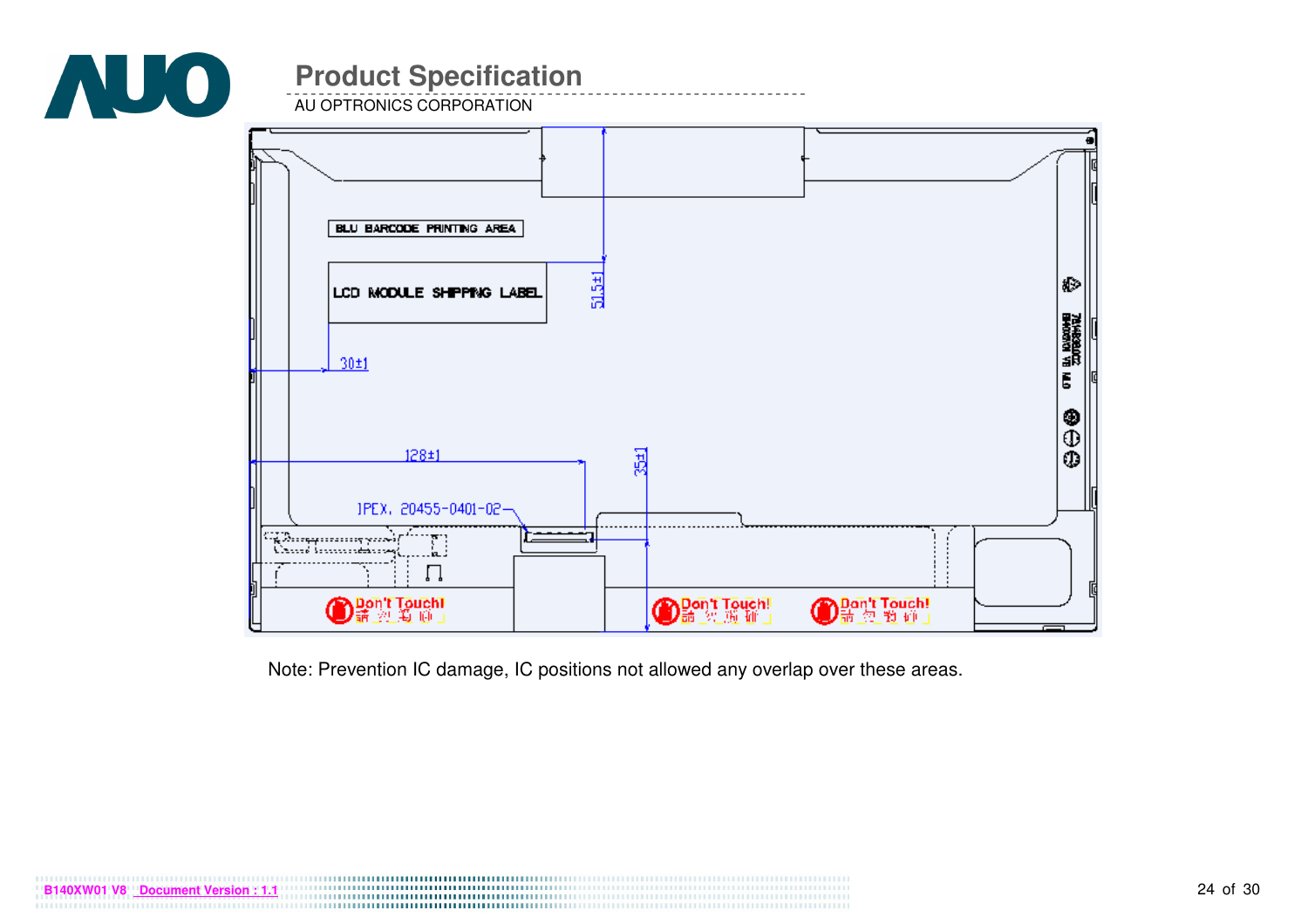BLU BARCODE PRINTING AREA

LCD MODULE SHIPPING LABEL

51.5±1

30±1

128±1

35±1

IPEX, 20455-0401-02

Don't Touch!

Don't Touch!

Don't Touch!

Note: Prevention IC damage, IC positions not allowed any overlap over these areas.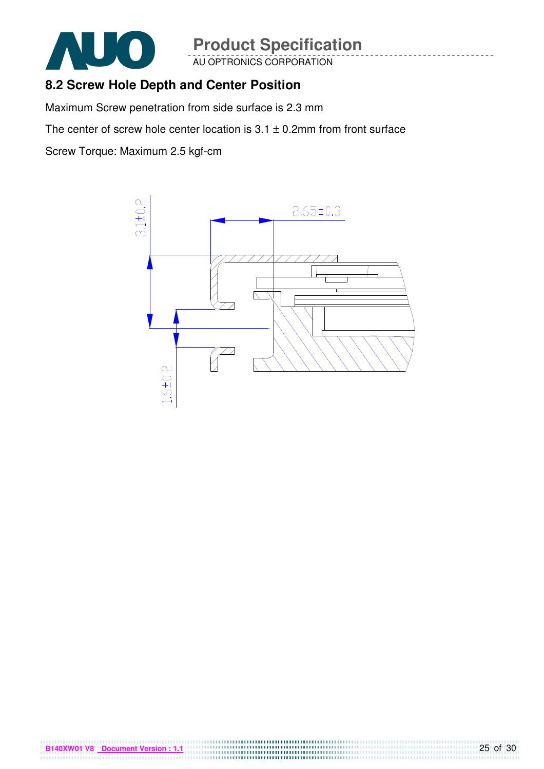## 8.2 Screw Hole Depth and Center Position

Maximum Screw penetration from side surface is 2.3 mm

The center of screw hole center location is 3.1 ± 0.2mm from front surface

Screw Torque: Maximum 2.5 kgf-cm

2.65±0.3

3.1±0.2

1.6±0.2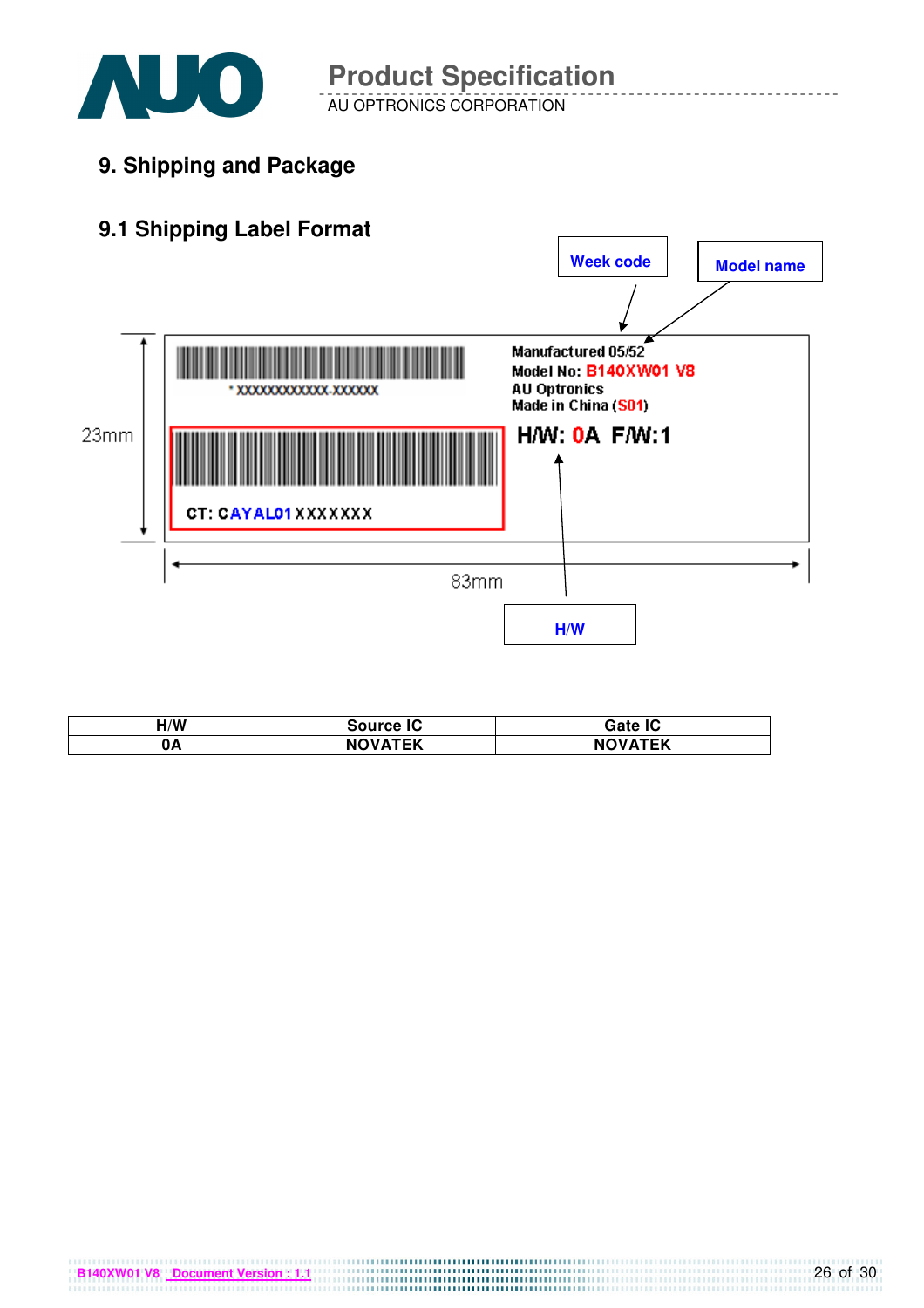## 9. Shipping and Package

### 9.1 Shipping Label Format

Week code

Model name

\* XXXXXXXXXXXX-XXXXXX

Manufactured 05/52
Model No: B140XW01 V8
AU Optronics
Made in China (S01)

H/W: 0A F/W:1

CT: CAYAL01XXXXXXX

23mm

83mm

H/W

| H/W | Source IC | Gate IC |
|---|---|---|
| 0A | NOVATEK | NOVATEK |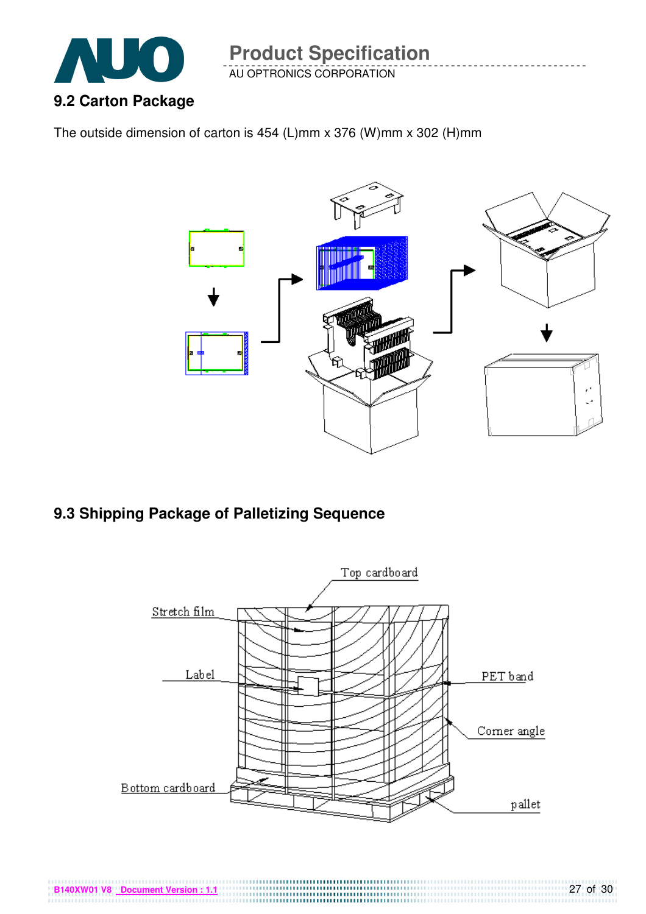## 9.2 Carton Package

The outside dimension of carton is 454 (L)mm x 376 (W)mm x 302 (H)mm

## 9.3 Shipping Package of Palletizing Sequence

Top cardboard

Stretch film

Label

PET band

Corner angle

Bottom cardboard

pallet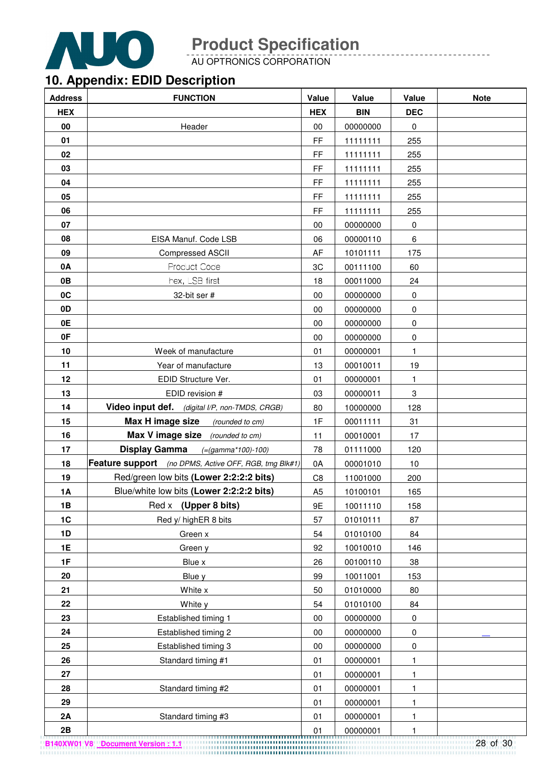## 10. Appendix: EDID Description

| Address | FUNCTION | Value | Value | Value | Note |
|---|---|---|---|---|---|
| HEX | | HEX | BIN | DEC | |
| 00 | Header | 00 | 00000000 | 0 | |
| 01 | | FF | 11111111 | 255 | |
| 02 | | FF | 11111111 | 255 | |
| 03 | | FF | 11111111 | 255 | |
| 04 | | FF | 11111111 | 255 | |
| 05 | | FF | 11111111 | 255 | |
| 06 | | FF | 11111111 | 255 | |
| 07 | | 00 | 00000000 | 0 | |
| 08 | EISA Manuf. Code LSB | 06 | 00000110 | 6 | |
| 09 | Compressed ASCII | AF | 10101111 | 175 | |
| 0A | Product Code | 3C | 00111100 | 60 | |
| 0B | hex, LSB first | 18 | 00011000 | 24 | |
| 0C | 32-bit ser # | 00 | 00000000 | 0 | |
| 0D | | 00 | 00000000 | 0 | |
| 0E | | 00 | 00000000 | 0 | |
| 0F | | 00 | 00000000 | 0 | |
| 10 | Week of manufacture | 01 | 00000001 | 1 | |
| 11 | Year of manufacture | 13 | 00010011 | 19 | |
| 12 | EDID Structure Ver. | 01 | 00000001 | 1 | |
| 13 | EDID revision # | 03 | 00000011 | 3 | |
| 14 | **Video input def.** *(digital I/P, non-TMDS, CRGB)* | 80 | 10000000 | 128 | |
| 15 | **Max H image size** *(rounded to cm)* | 1F | 00011111 | 31 | |
| 16 | **Max V image size** *(rounded to cm)* | 11 | 00010001 | 17 | |
| 17 | **Display Gamma** *(=(gamma*100)-100)* | 78 | 01111000 | 120 | |
| 18 | **Feature support** *(no DPMS, Active OFF, RGB, tmg Blk#1)* | 0A | 00001010 | 10 | |
| 19 | Red/green low bits **(Lower 2:2:2:2 bits)** | C8 | 11001000 | 200 | |
| 1A | Blue/white low bits **(Lower 2:2:2:2 bits)** | A5 | 10100101 | 165 | |
| 1B | Red x **(Upper 8 bits)** | 9E | 10011110 | 158 | |
| 1C | Red y/ highER 8 bits | 57 | 01010111 | 87 | |
| 1D | Green x | 54 | 01010100 | 84 | |
| 1E | Green y | 92 | 10010010 | 146 | |
| 1F | Blue x | 26 | 00100110 | 38 | |
| 20 | Blue y | 99 | 10011001 | 153 | |
| 21 | White x | 50 | 01010000 | 80 | |
| 22 | White y | 54 | 01010100 | 84 | |
| 23 | Established timing 1 | 00 | 00000000 | 0 | |
| 24 | Established timing 2 | 00 | 00000000 | 0 | |
| 25 | Established timing 3 | 00 | 00000000 | 0 | |
| 26 | Standard timing #1 | 01 | 00000001 | 1 | |
| 27 | | 01 | 00000001 | 1 | |
| 28 | Standard timing #2 | 01 | 00000001 | 1 | |
| 29 | | 01 | 00000001 | 1 | |
| 2A | Standard timing #3 | 01 | 00000001 | 1 | |
| 2B | | 01 | 00000001 | 1 | |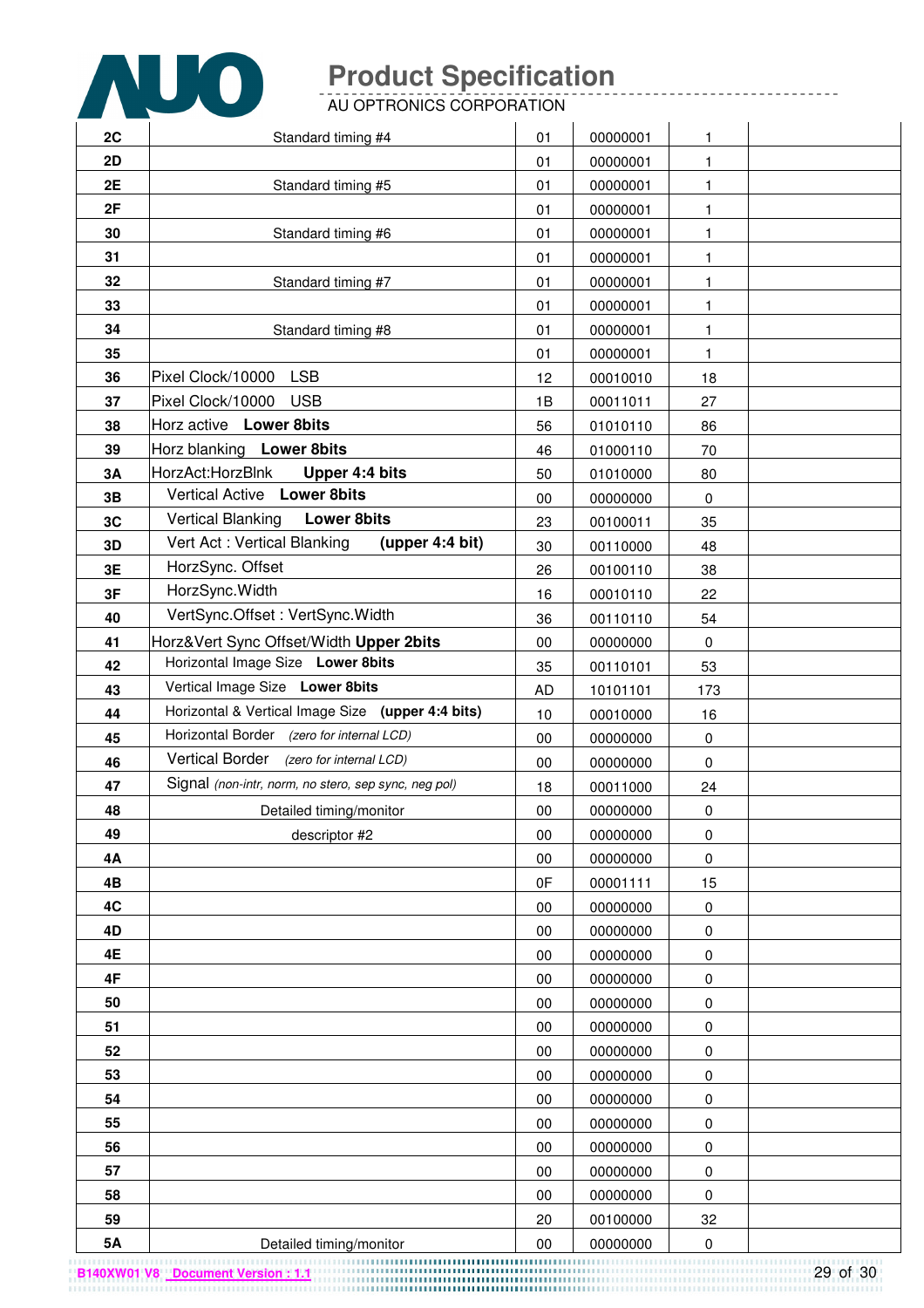| | | | | | |
|---|---|---|---|---|---|
| 2C | Standard timing #4 | 01 | 00000001 | 1 | |
| 2D | | 01 | 00000001 | 1 | |
| 2E | Standard timing #5 | 01 | 00000001 | 1 | |
| 2F | | 01 | 00000001 | 1 | |
| 30 | Standard timing #6 | 01 | 00000001 | 1 | |
| 31 | | 01 | 00000001 | 1 | |
| 32 | Standard timing #7 | 01 | 00000001 | 1 | |
| 33 | | 01 | 00000001 | 1 | |
| 34 | Standard timing #8 | 01 | 00000001 | 1 | |
| 35 | | 01 | 00000001 | 1 | |
| 36 | Pixel Clock/10000 LSB | 12 | 00010010 | 18 | |
| 37 | Pixel Clock/10000 USB | 1B | 00011011 | 27 | |
| 38 | Horz active **Lower 8bits** | 56 | 01010110 | 86 | |
| 39 | Horz blanking **Lower 8bits** | 46 | 01000110 | 70 | |
| 3A | HorzAct:HorzBlnk **Upper 4:4 bits** | 50 | 01010000 | 80 | |
| 3B | Vertical Active **Lower 8bits** | 00 | 00000000 | 0 | |
| 3C | Vertical Blanking **Lower 8bits** | 23 | 00100011 | 35 | |
| 3D | Vert Act : Vertical Blanking **(upper 4:4 bit)** | 30 | 00110000 | 48 | |
| 3E | HorzSync. Offset | 26 | 00100110 | 38 | |
| 3F | HorzSync.Width | 16 | 00010110 | 22 | |
| 40 | VertSync.Offset : VertSync.Width | 36 | 00110110 | 54 | |
| 41 | Horz&Vert Sync Offset/Width **Upper 2bits** | 00 | 00000000 | 0 | |
| 42 | Horizontal Image Size **Lower 8bits** | 35 | 00110101 | 53 | |
| 43 | Vertical Image Size **Lower 8bits** | AD | 10101101 | 173 | |
| 44 | Horizontal & Vertical Image Size **(upper 4:4 bits)** | 10 | 00010000 | 16 | |
| 45 | Horizontal Border *(zero for internal LCD)* | 00 | 00000000 | 0 | |
| 46 | Vertical Border *(zero for internal LCD)* | 00 | 00000000 | 0 | |
| 47 | Signal *(non-intr, norm, no stero, sep sync, neg pol)* | 18 | 00011000 | 24 | |
| 48 | Detailed timing/monitor | 00 | 00000000 | 0 | |
| 49 | descriptor #2 | 00 | 00000000 | 0 | |
| 4A | | 00 | 00000000 | 0 | |
| 4B | | 0F | 00001111 | 15 | |
| 4C | | 00 | 00000000 | 0 | |
| 4D | | 00 | 00000000 | 0 | |
| 4E | | 00 | 00000000 | 0 | |
| 4F | | 00 | 00000000 | 0 | |
| 50 | | 00 | 00000000 | 0 | |
| 51 | | 00 | 00000000 | 0 | |
| 52 | | 00 | 00000000 | 0 | |
| 53 | | 00 | 00000000 | 0 | |
| 54 | | 00 | 00000000 | 0 | |
| 55 | | 00 | 00000000 | 0 | |
| 56 | | 00 | 00000000 | 0 | |
| 57 | | 00 | 00000000 | 0 | |
| 58 | | 00 | 00000000 | 0 | |
| 59 | | 20 | 00100000 | 32 | |
| 5A | Detailed timing/monitor | 00 | 00000000 | 0 | |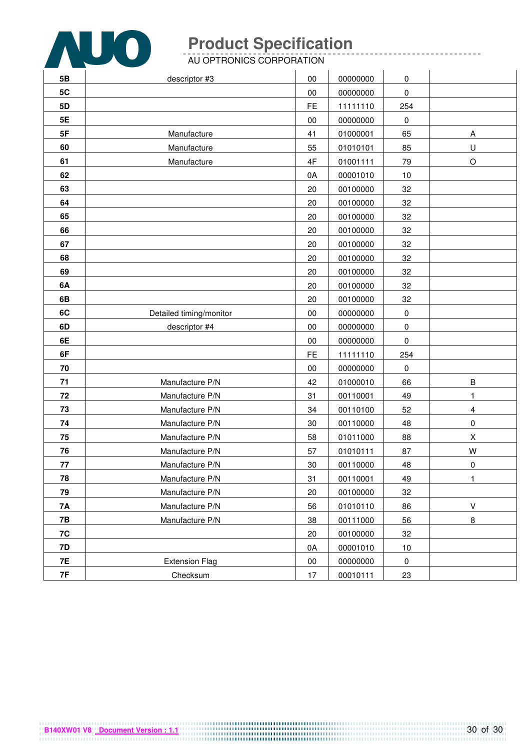| | | | | | |
|---|---|---|---|---|---|
| 5B | descriptor #3 | 00 | 00000000 | 0 | |
| 5C | | 00 | 00000000 | 0 | |
| 5D | | FE | 11111110 | 254 | |
| 5E | | 00 | 00000000 | 0 | |
| 5F | Manufacture | 41 | 01000001 | 65 | A |
| 60 | Manufacture | 55 | 01010101 | 85 | U |
| 61 | Manufacture | 4F | 01001111 | 79 | O |
| 62 | | 0A | 00001010 | 10 | |
| 63 | | 20 | 00100000 | 32 | |
| 64 | | 20 | 00100000 | 32 | |
| 65 | | 20 | 00100000 | 32 | |
| 66 | | 20 | 00100000 | 32 | |
| 67 | | 20 | 00100000 | 32 | |
| 68 | | 20 | 00100000 | 32 | |
| 69 | | 20 | 00100000 | 32 | |
| 6A | | 20 | 00100000 | 32 | |
| 6B | | 20 | 00100000 | 32 | |
| 6C | Detailed timing/monitor | 00 | 00000000 | 0 | |
| 6D | descriptor #4 | 00 | 00000000 | 0 | |
| 6E | | 00 | 00000000 | 0 | |
| 6F | | FE | 11111110 | 254 | |
| 70 | | 00 | 00000000 | 0 | |
| 71 | Manufacture P/N | 42 | 01000010 | 66 | B |
| 72 | Manufacture P/N | 31 | 00110001 | 49 | 1 |
| 73 | Manufacture P/N | 34 | 00110100 | 52 | 4 |
| 74 | Manufacture P/N | 30 | 00110000 | 48 | 0 |
| 75 | Manufacture P/N | 58 | 01011000 | 88 | X |
| 76 | Manufacture P/N | 57 | 01010111 | 87 | W |
| 77 | Manufacture P/N | 30 | 00110000 | 48 | 0 |
| 78 | Manufacture P/N | 31 | 00110001 | 49 | 1 |
| 79 | Manufacture P/N | 20 | 00100000 | 32 | |
| 7A | Manufacture P/N | 56 | 01010110 | 86 | V |
| 7B | Manufacture P/N | 38 | 00111000 | 56 | 8 |
| 7C | | 20 | 00100000 | 32 | |
| 7D | | 0A | 00001010 | 10 | |
| 7E | Extension Flag | 00 | 00000000 | 0 | |
| 7F | Checksum | 17 | 00010111 | 23 | |